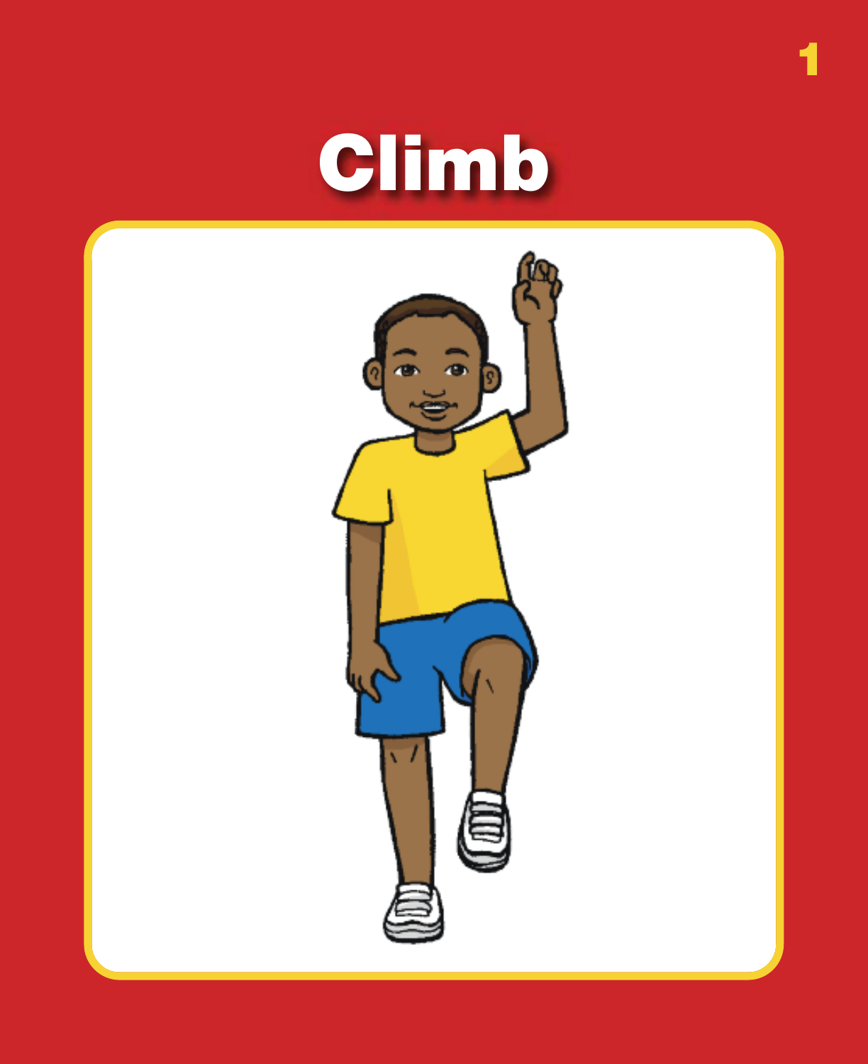# Climb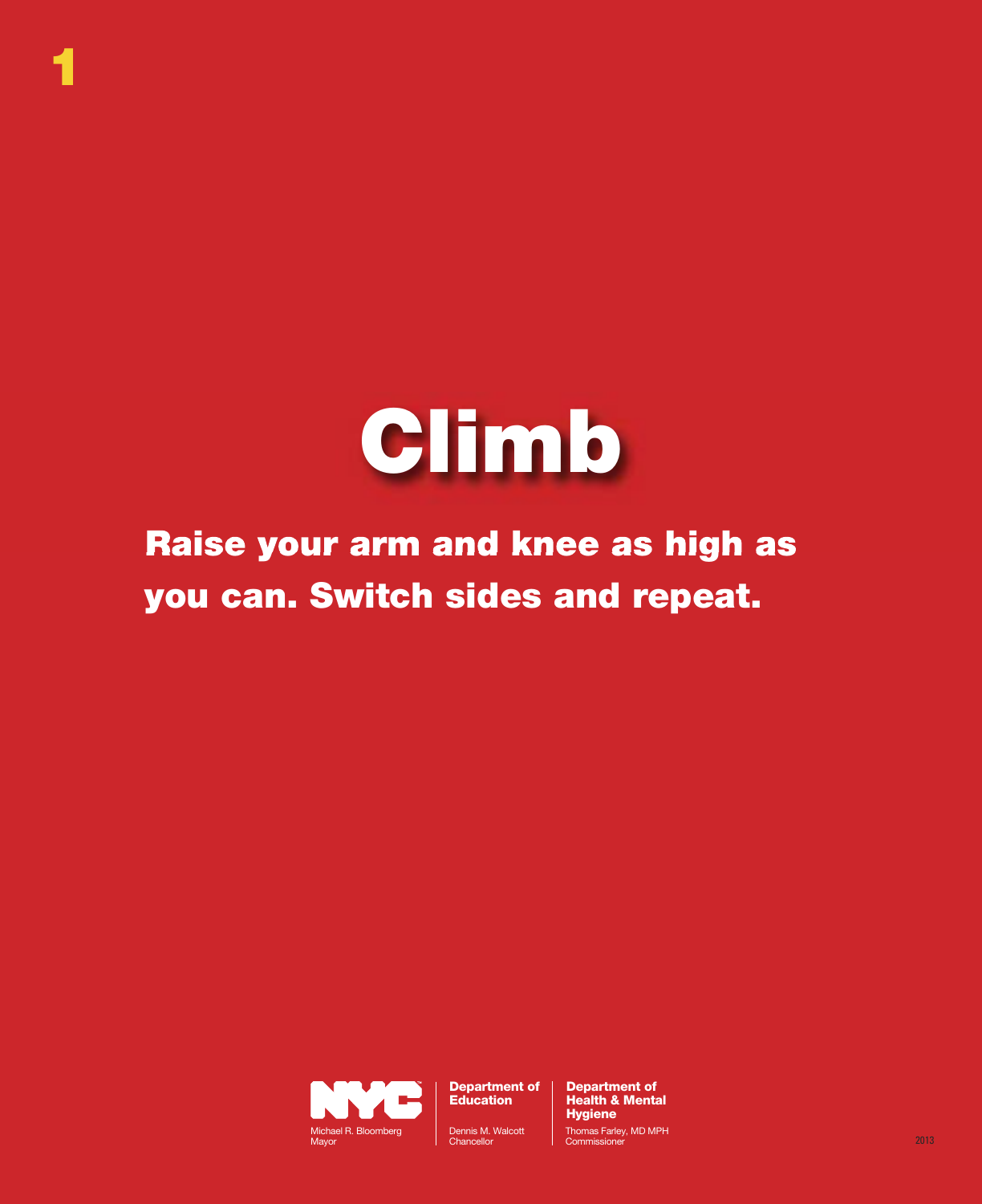1

# Climb

**Raise your arm and knee as high as you can. Switch sides and repeat.**

NYC
Michael R. Bloomberg
Mayor

**Department of Education**
Dennis M. Walcott
Chancellor

**Department of Health & Mental Hygiene**
Thomas Farley, MD MPH
Commissioner

2013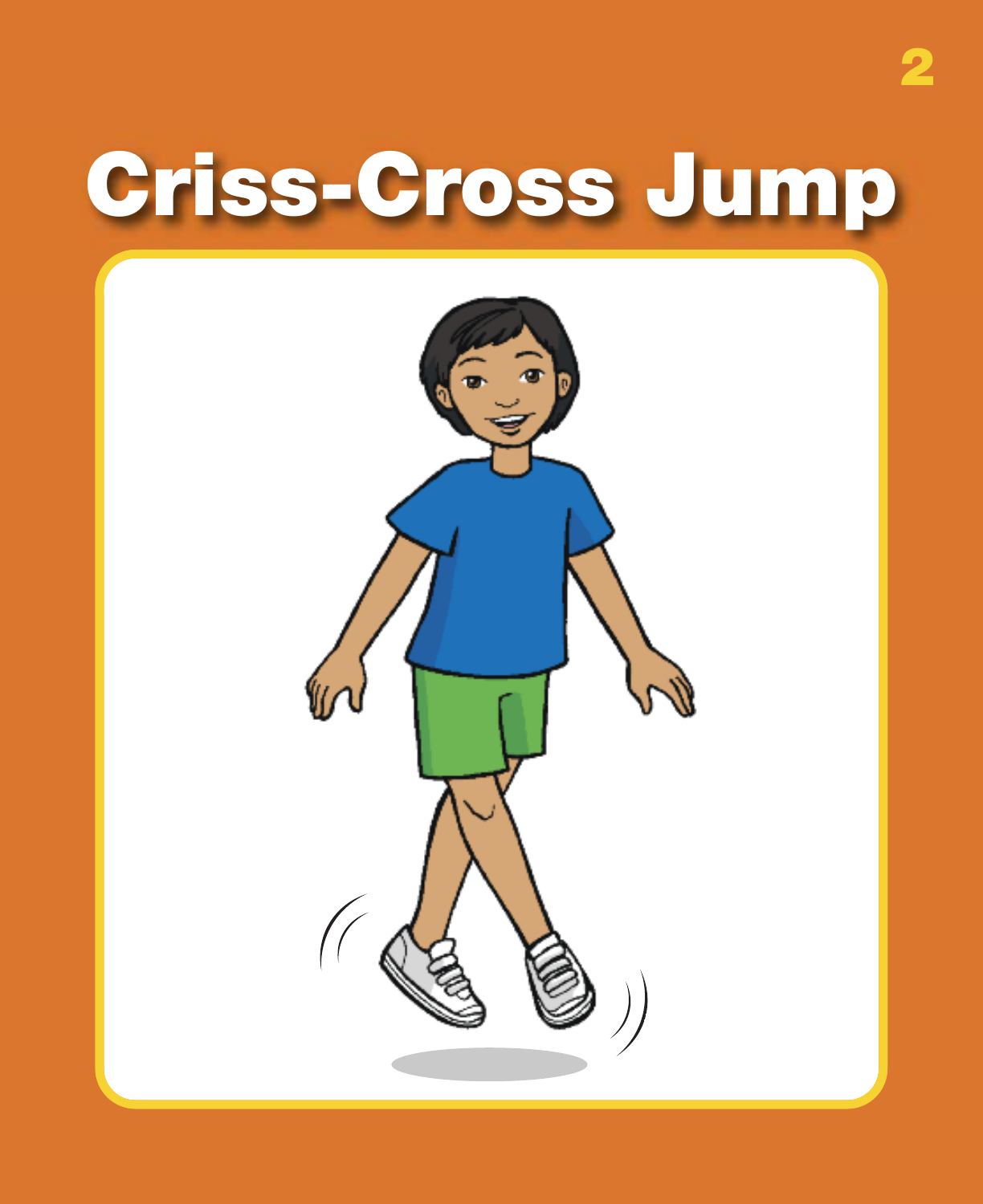# Criss-Cross Jump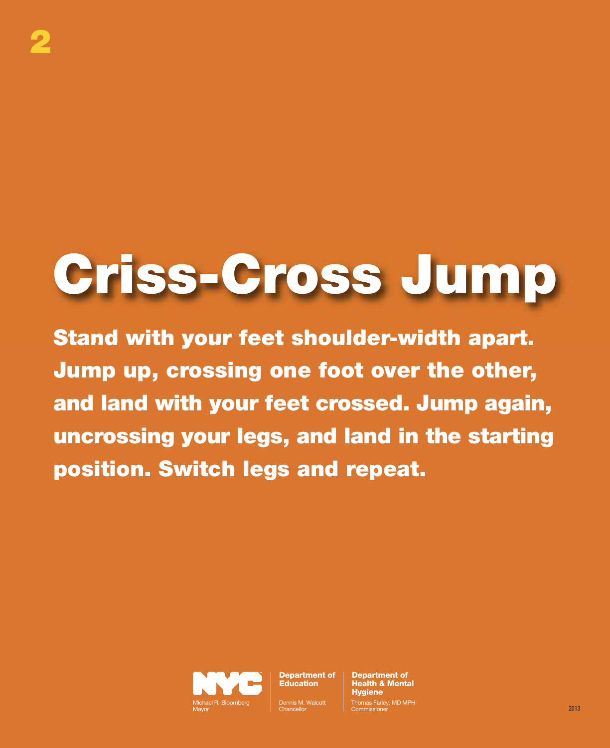2

# Criss-Cross Jump

**Stand with your feet shoulder-width apart. Jump up, crossing one foot over the other, and land with your feet crossed. Jump again, uncrossing your legs, and land in the starting position. Switch legs and repeat.**

NYC
Michael R. Bloomberg
Mayor

**Department of Education**
Dennis M. Walcott
Chancellor

**Department of Health & Mental Hygiene**
Thomas Farley, MD MPH
Commissioner

2013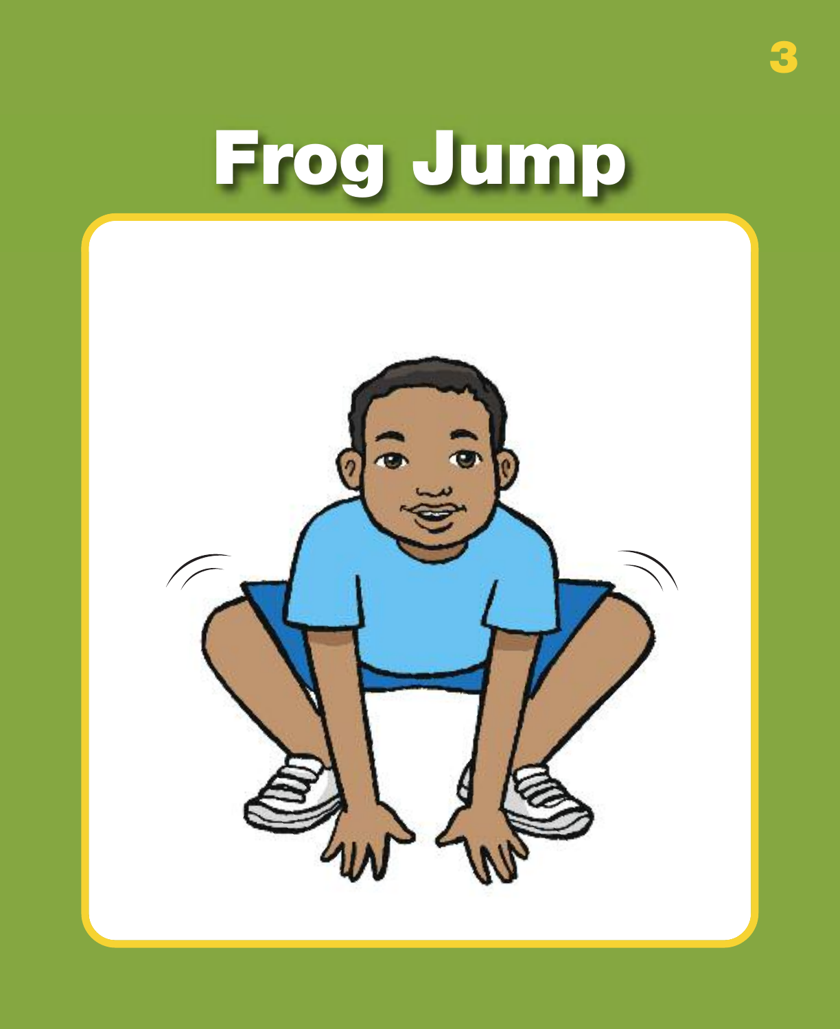# Frog Jump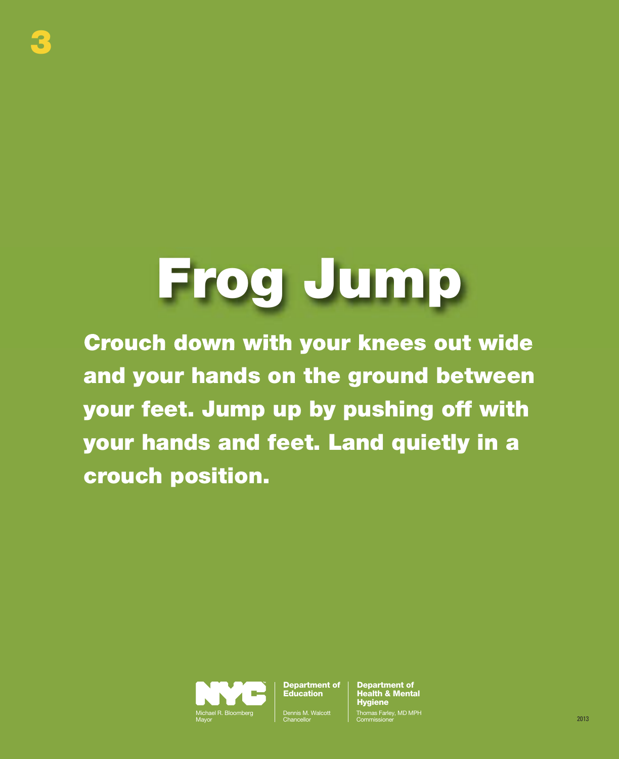3

# Frog Jump

**Crouch down with your knees out wide and your hands on the ground between your feet. Jump up by pushing off with your hands and feet. Land quietly in a crouch position.**

NYC
Michael R. Bloomberg
Mayor

**Department of Education**
Dennis M. Walcott
Chancellor

**Department of Health & Mental Hygiene**
Thomas Farley, MD MPH
Commissioner

2013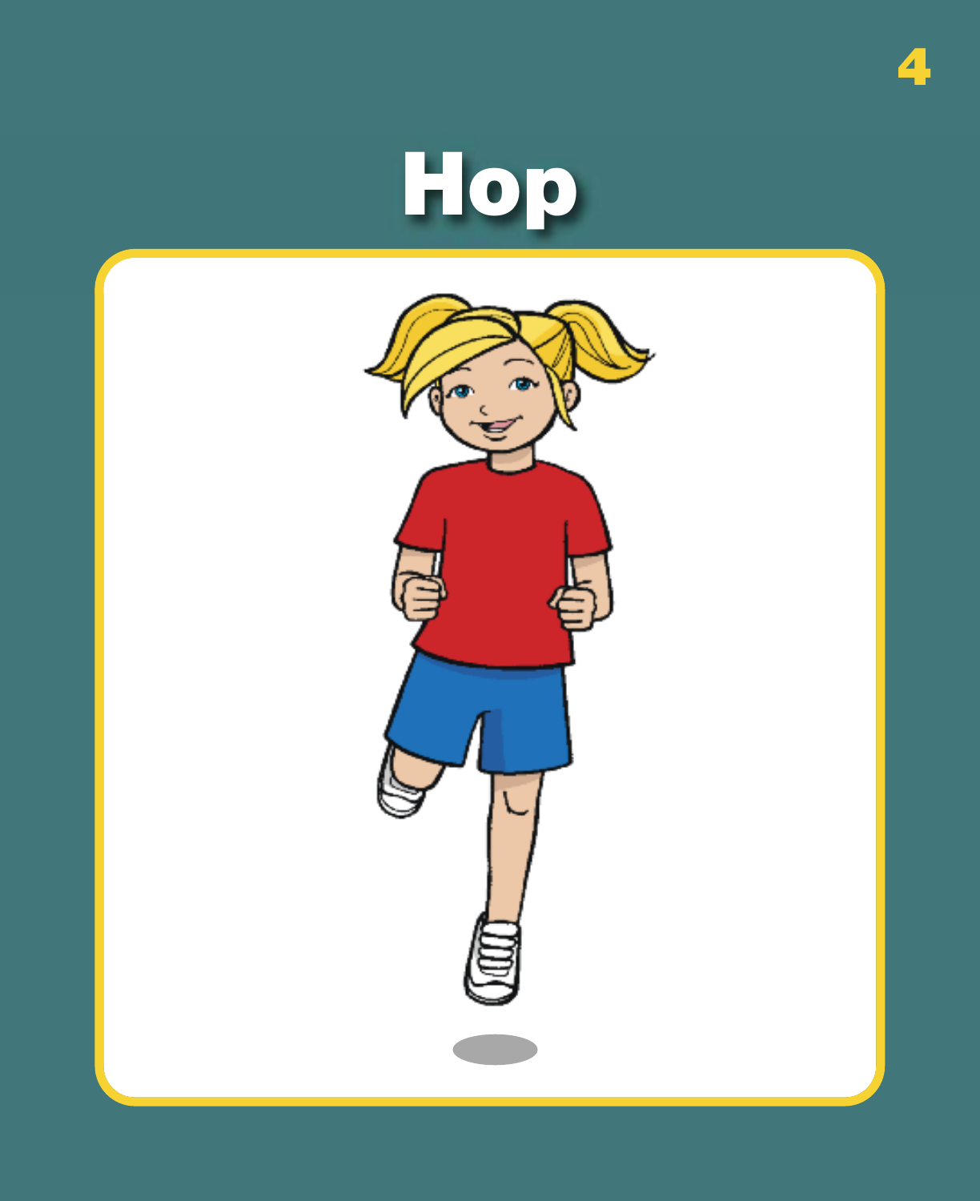# Hop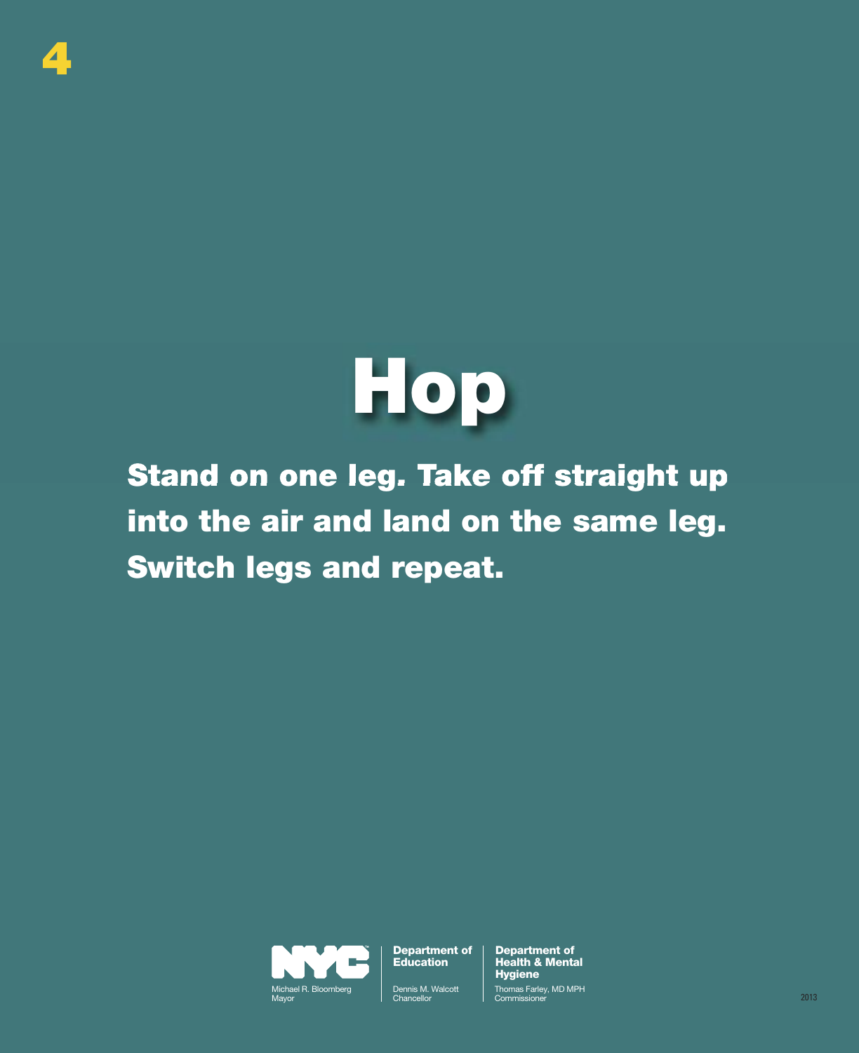4

# Hop

**Stand on one leg. Take off straight up into the air and land on the same leg. Switch legs and repeat.**

NYC
Michael R. Bloomberg
Mayor

**Department of Education**
Dennis M. Walcott
Chancellor

**Department of Health & Mental Hygiene**
Thomas Farley, MD MPH
Commissioner

2013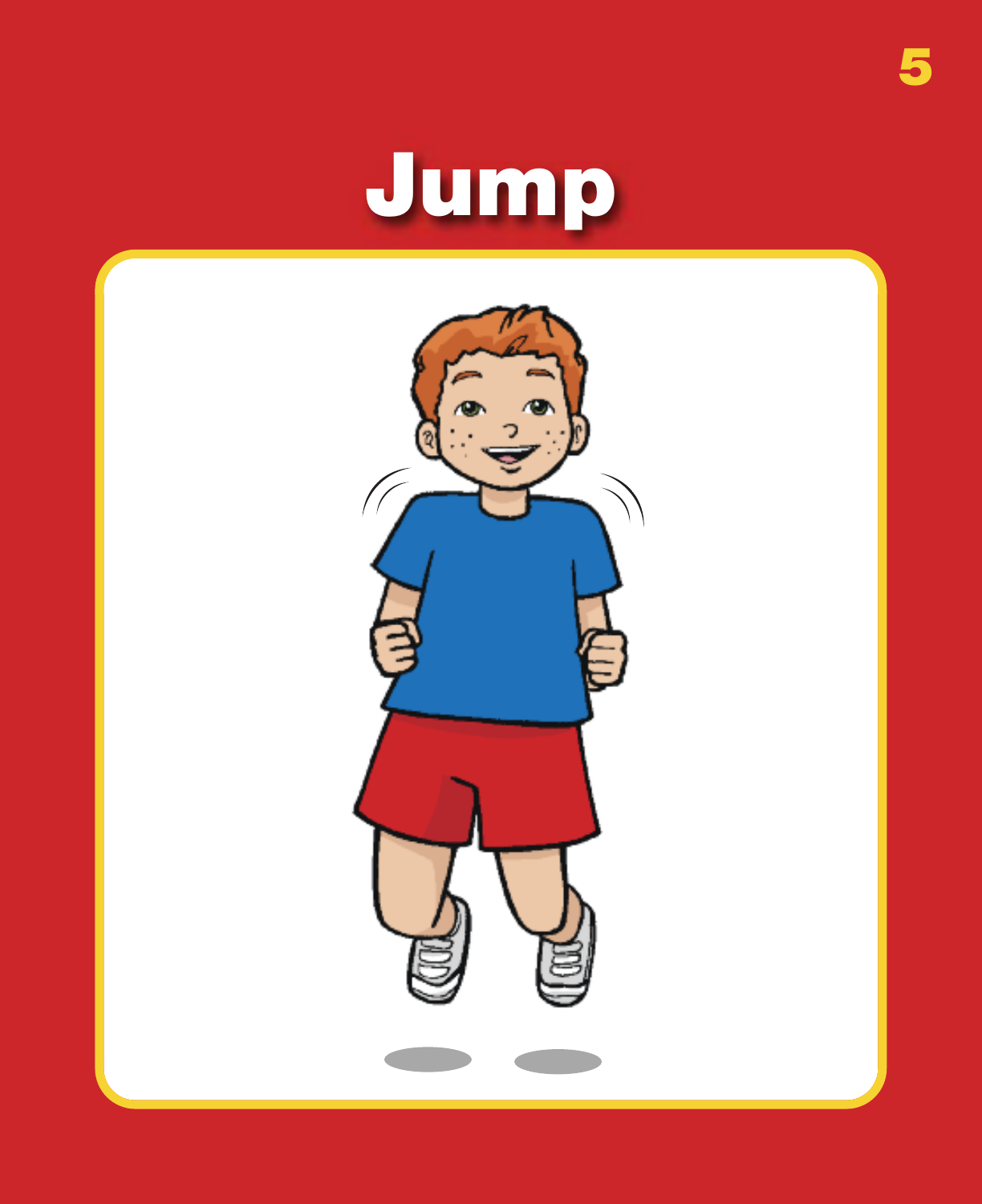# Jump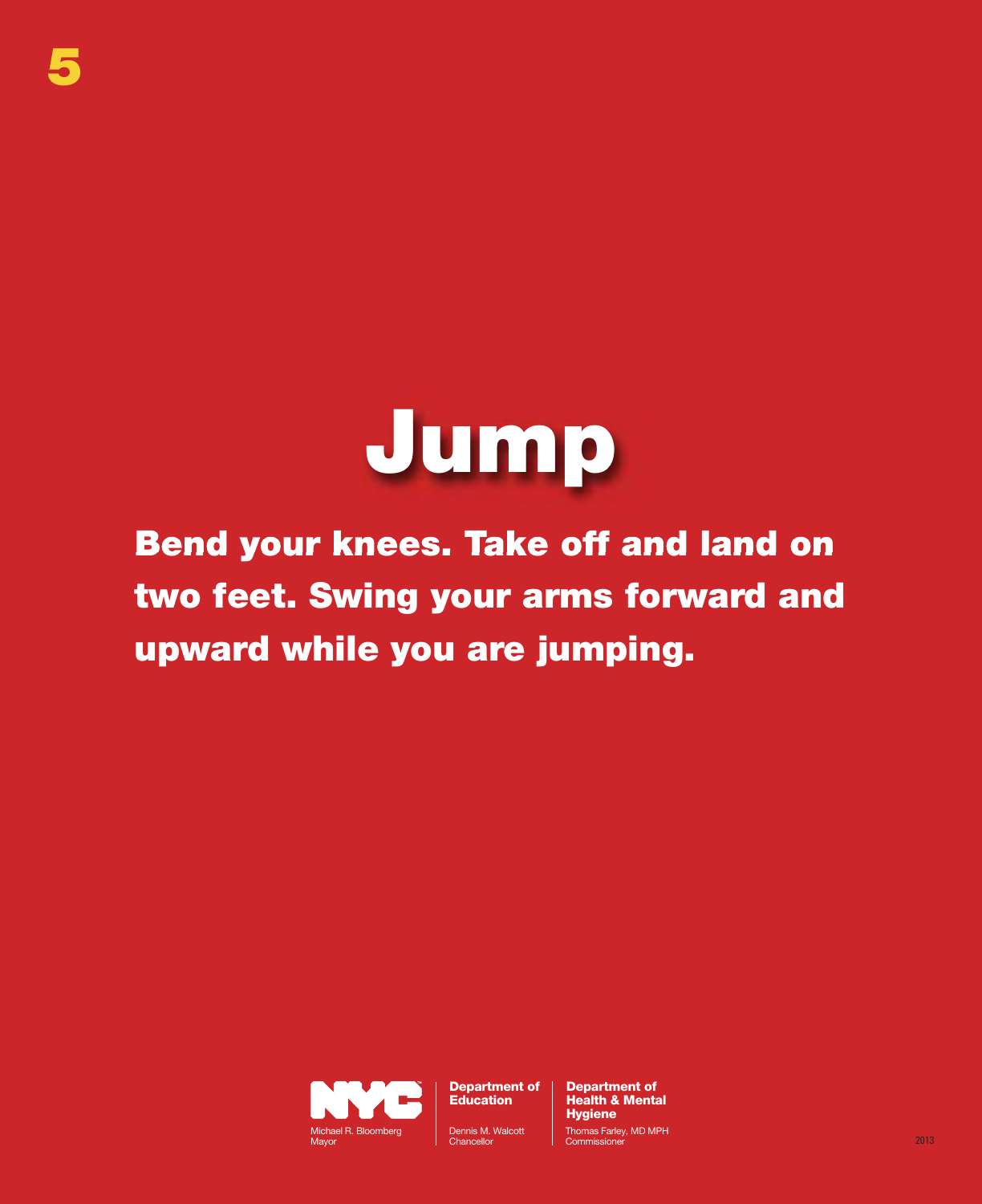5

# Jump

**Bend your knees. Take off and land on two feet. Swing your arms forward and upward while you are jumping.**

NYC
Michael R. Bloomberg
Mayor

**Department of Education**
Dennis M. Walcott
Chancellor

**Department of Health & Mental Hygiene**
Thomas Farley, MD MPH
Commissioner

2013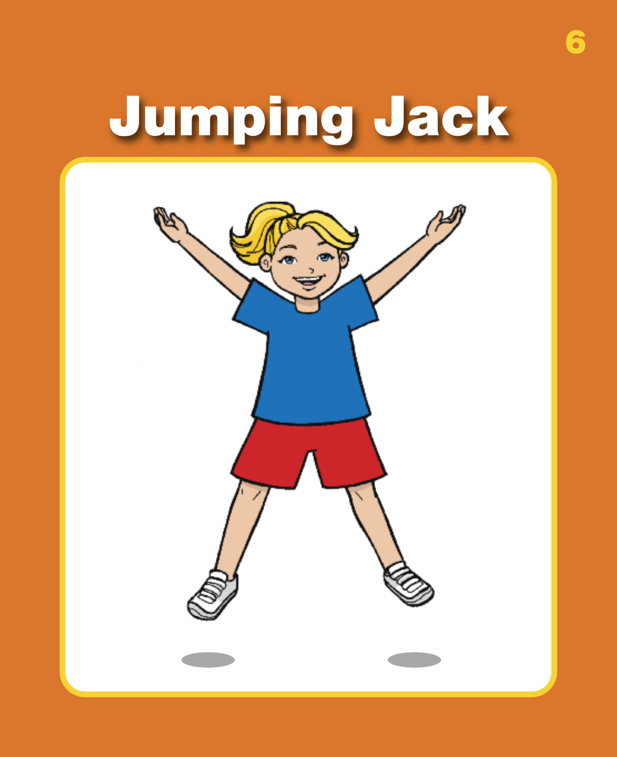# Jumping Jack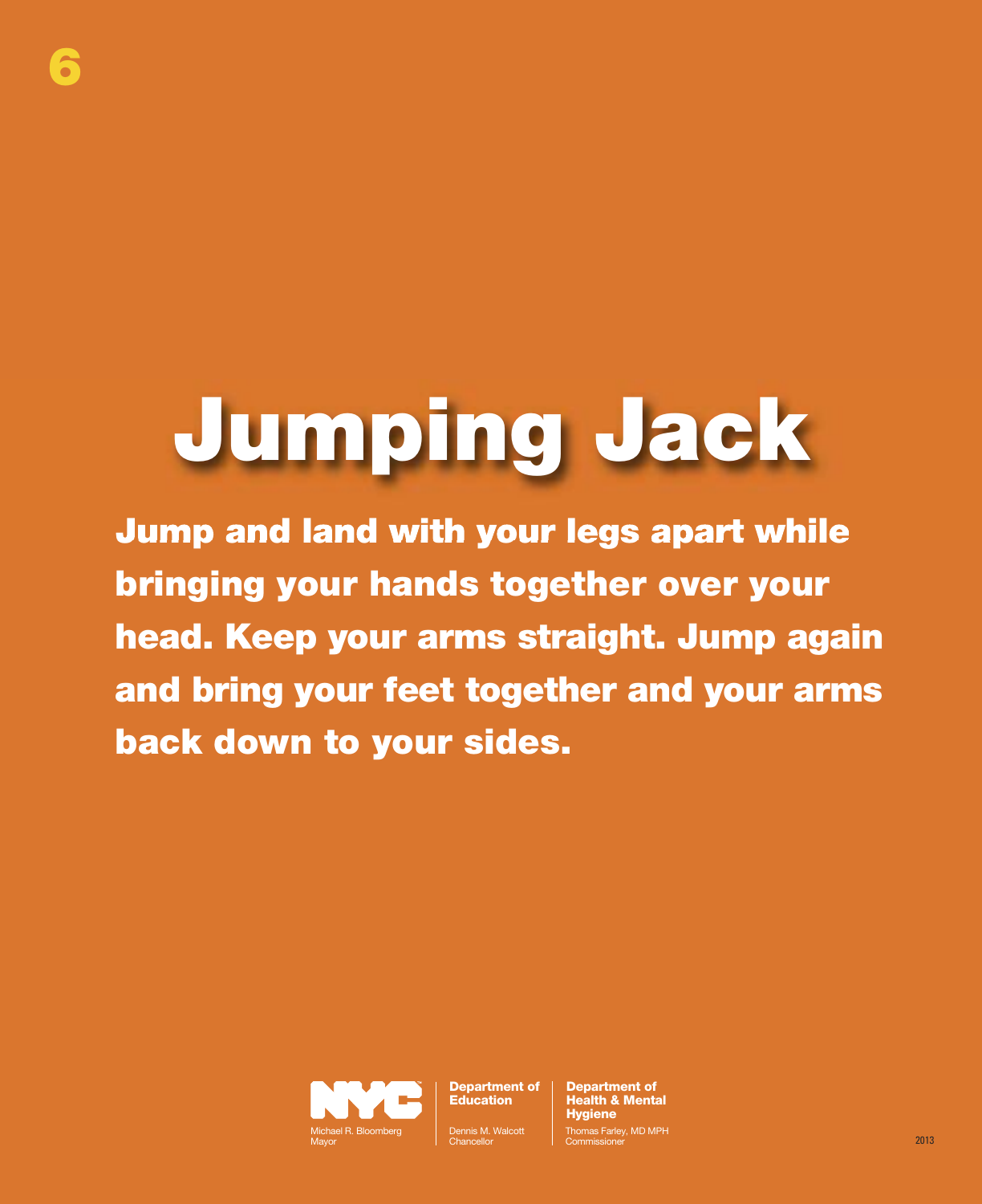# Jumping Jack

**Jump and land with your legs apart while bringing your hands together over your head. Keep your arms straight. Jump again and bring your feet together and your arms back down to your sides.**

NYC

Michael R. Bloomberg
Mayor

**Department of Education**

Dennis M. Walcott
Chancellor

**Department of Health & Mental Hygiene**

Thomas Farley, MD MPH
Commissioner

2013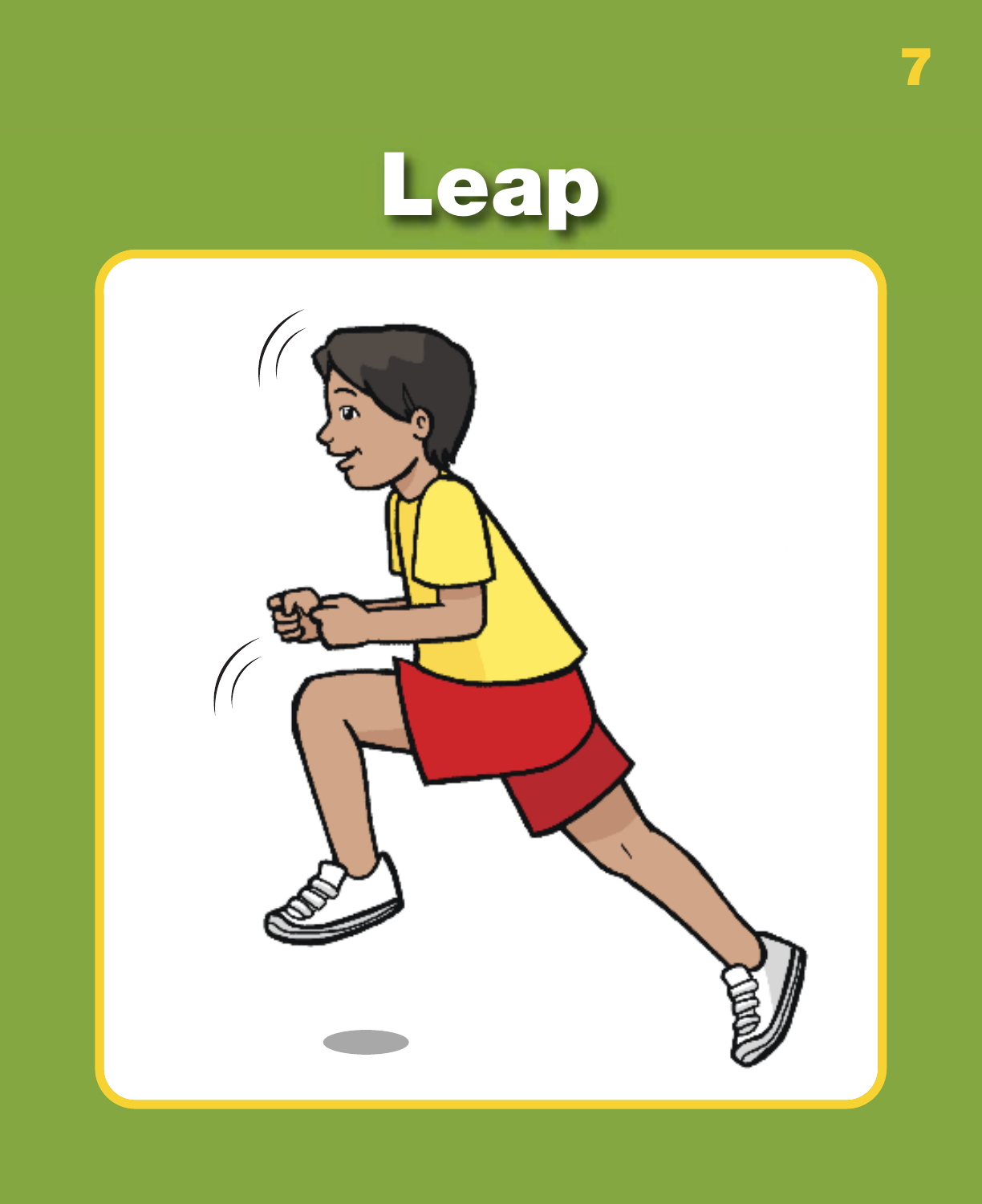# Leap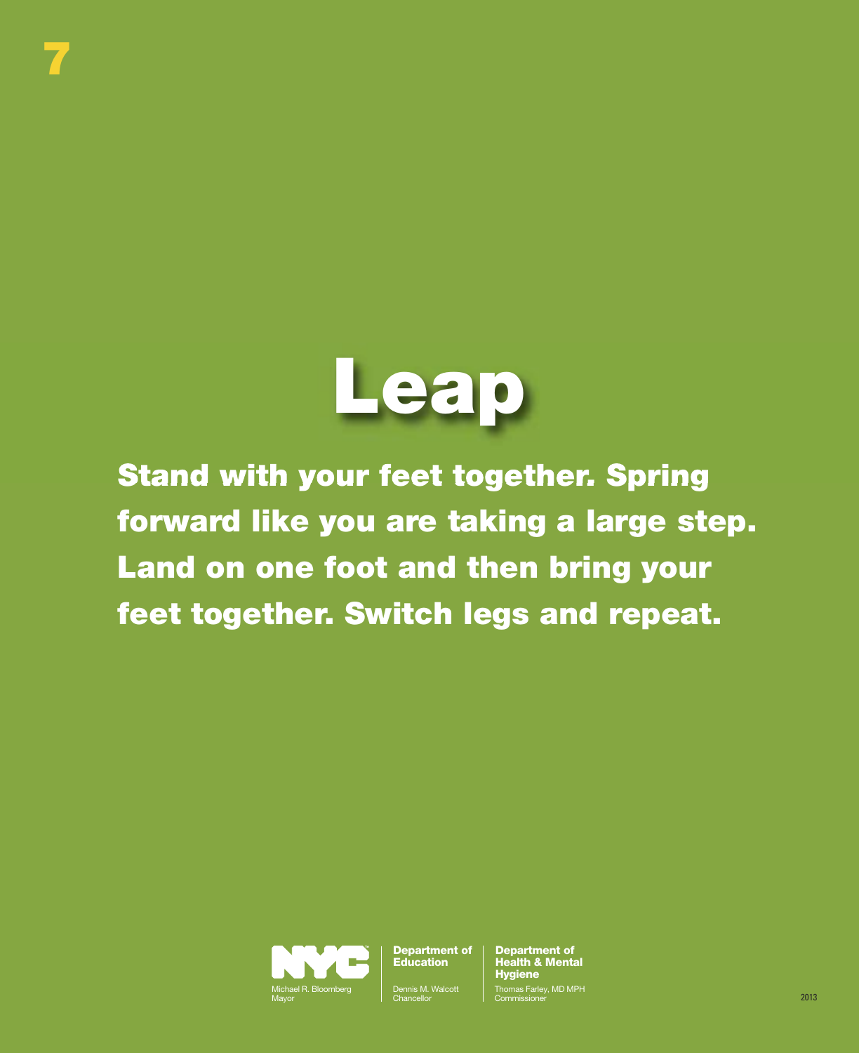# Leap

**Stand with your feet together. Spring forward like you are taking a large step. Land on one foot and then bring your feet together. Switch legs and repeat.**

NYC
Michael R. Bloomberg
Mayor

**Department of Education**
Dennis M. Walcott
Chancellor

**Department of Health & Mental Hygiene**
Thomas Farley, MD MPH
Commissioner

2013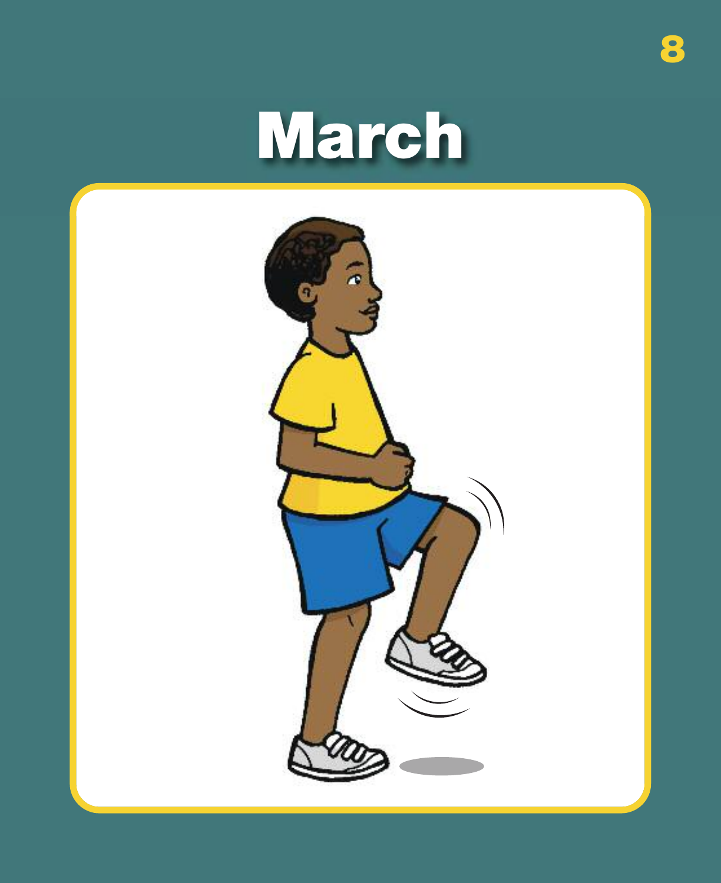# March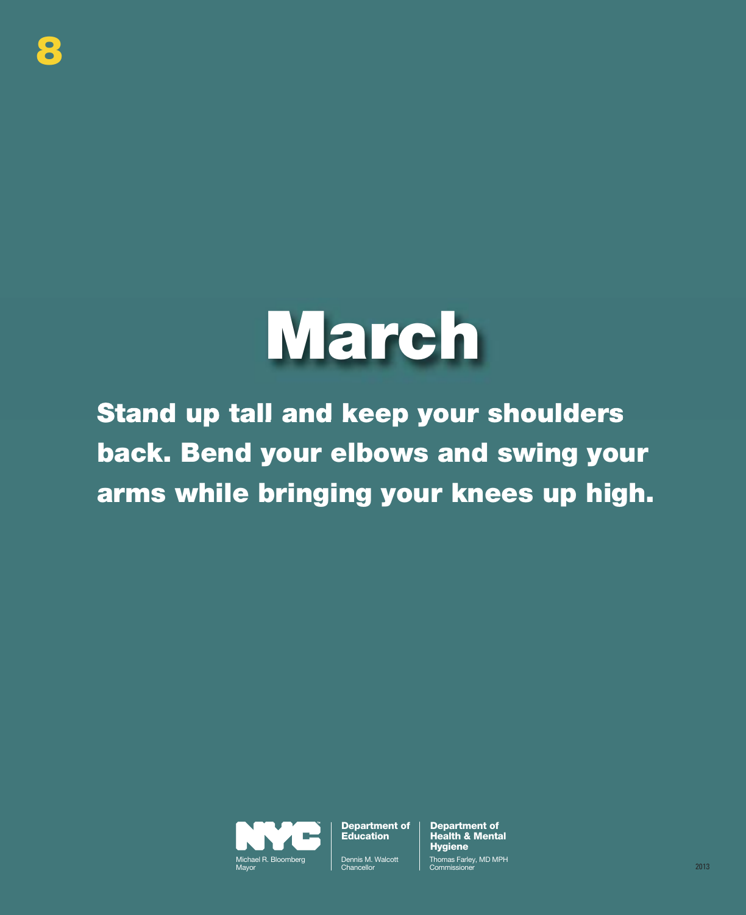8

# March

**Stand up tall and keep your shoulders back. Bend your elbows and swing your arms while bringing your knees up high.**

NYC
Michael R. Bloomberg
Mayor

**Department of Education**
Dennis M. Walcott
Chancellor

**Department of Health & Mental Hygiene**
Thomas Farley, MD MPH
Commissioner

2013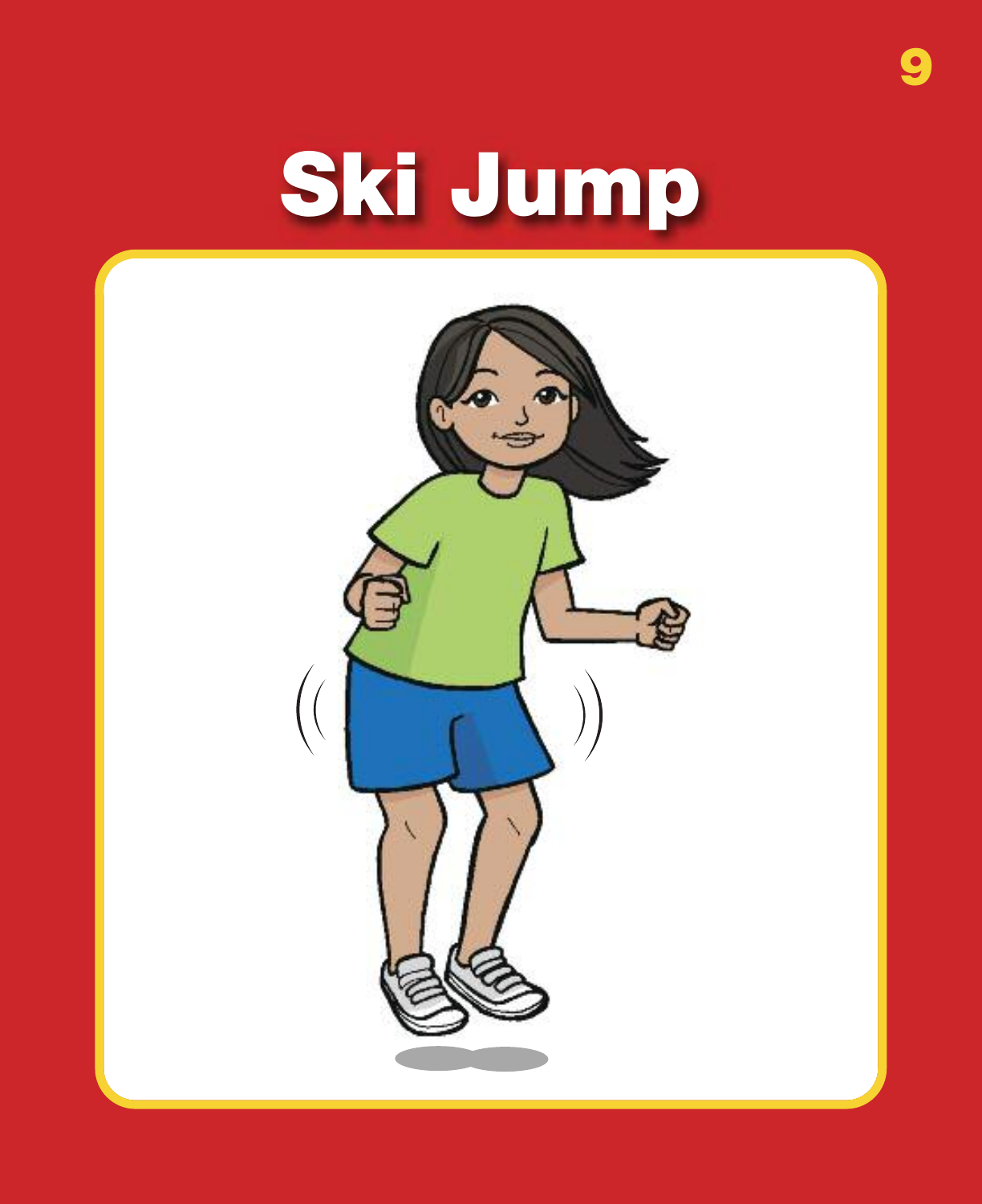# Ski Jump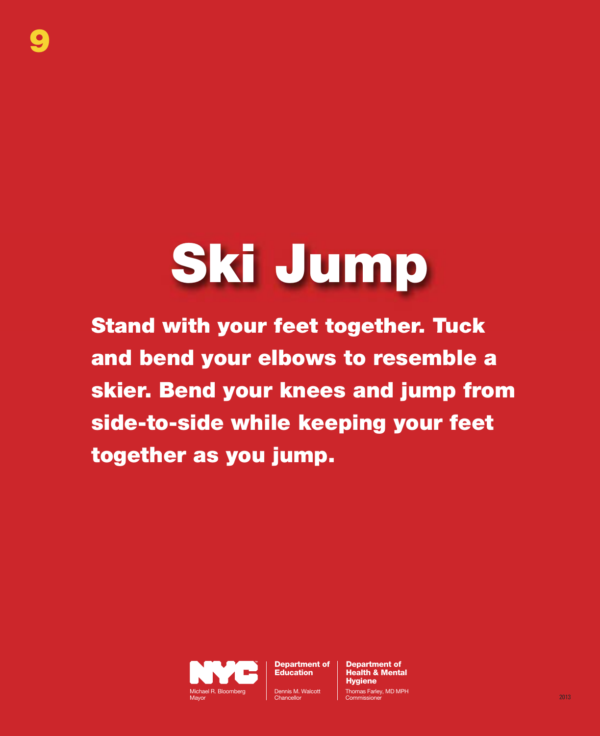9

# Ski Jump

**Stand with your feet together. Tuck and bend your elbows to resemble a skier. Bend your knees and jump from side-to-side while keeping your feet together as you jump.**

NYC
Michael R. Bloomberg
Mayor

**Department of Education**
Dennis M. Walcott
Chancellor

**Department of Health & Mental Hygiene**
Thomas Farley, MD MPH
Commissioner

2013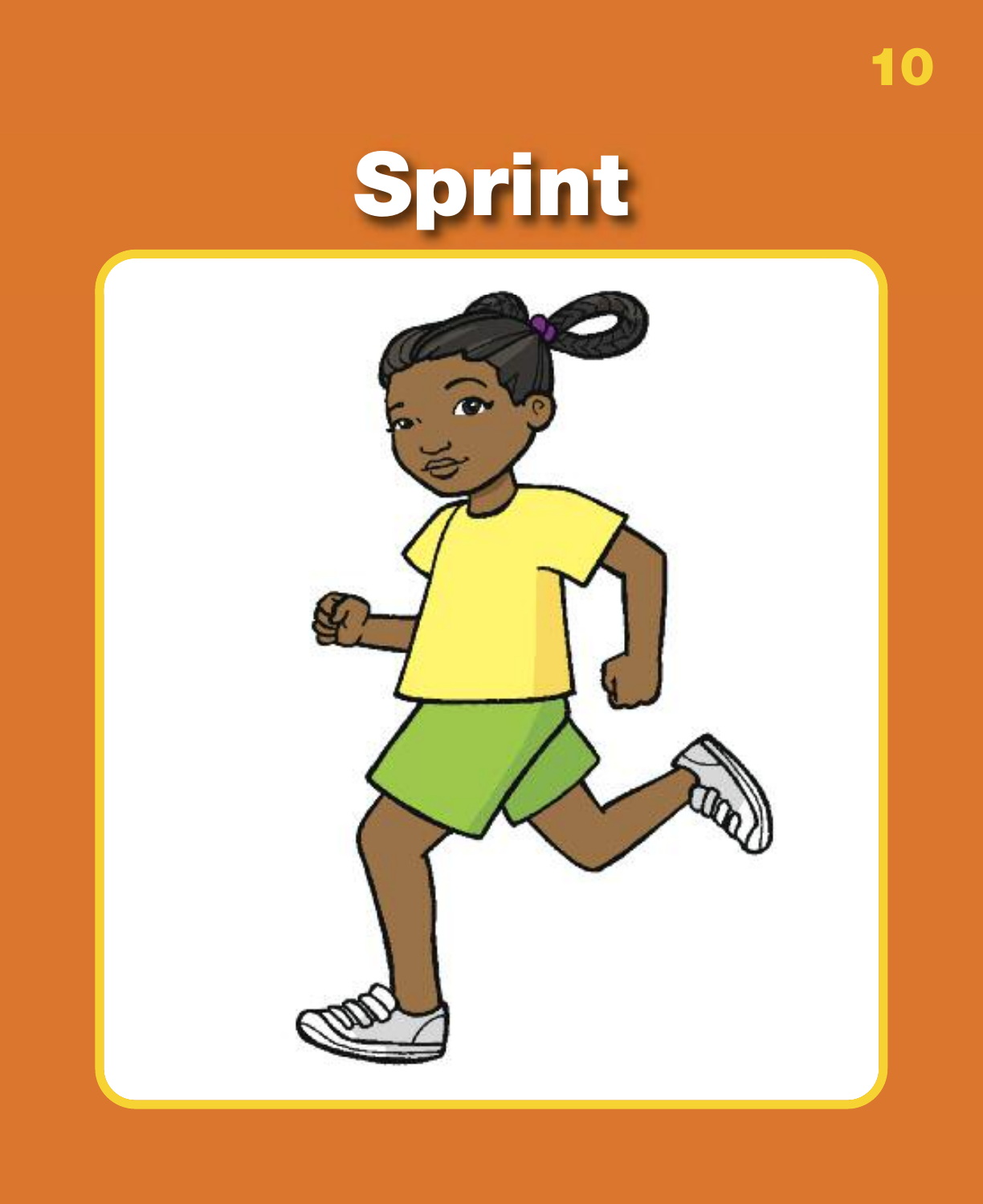# Sprint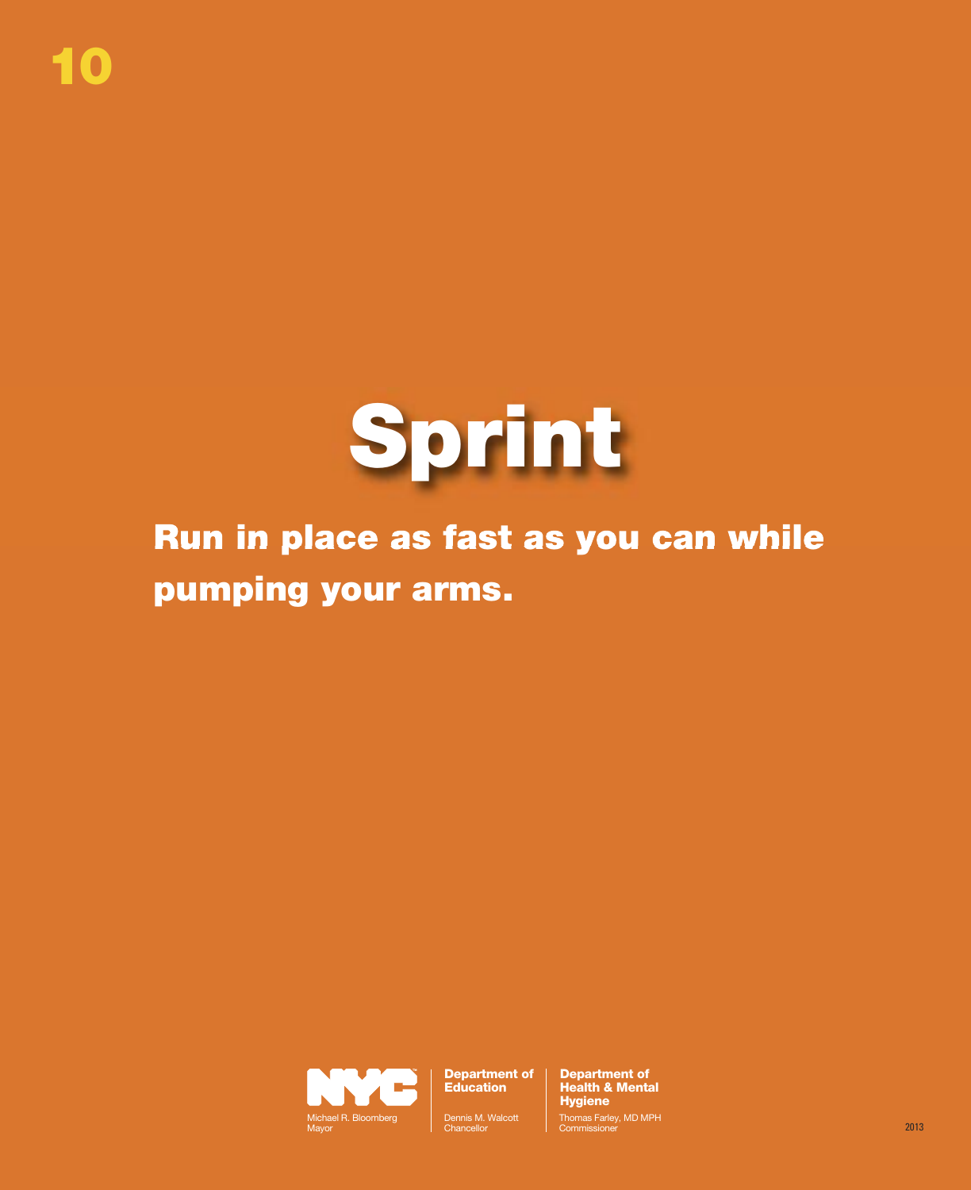10

# Sprint

**Run in place as fast as you can while pumping your arms.**

NYC
Michael R. Bloomberg
Mayor

Department of Education
Dennis M. Walcott
Chancellor

Department of Health & Mental Hygiene
Thomas Farley, MD MPH
Commissioner

2013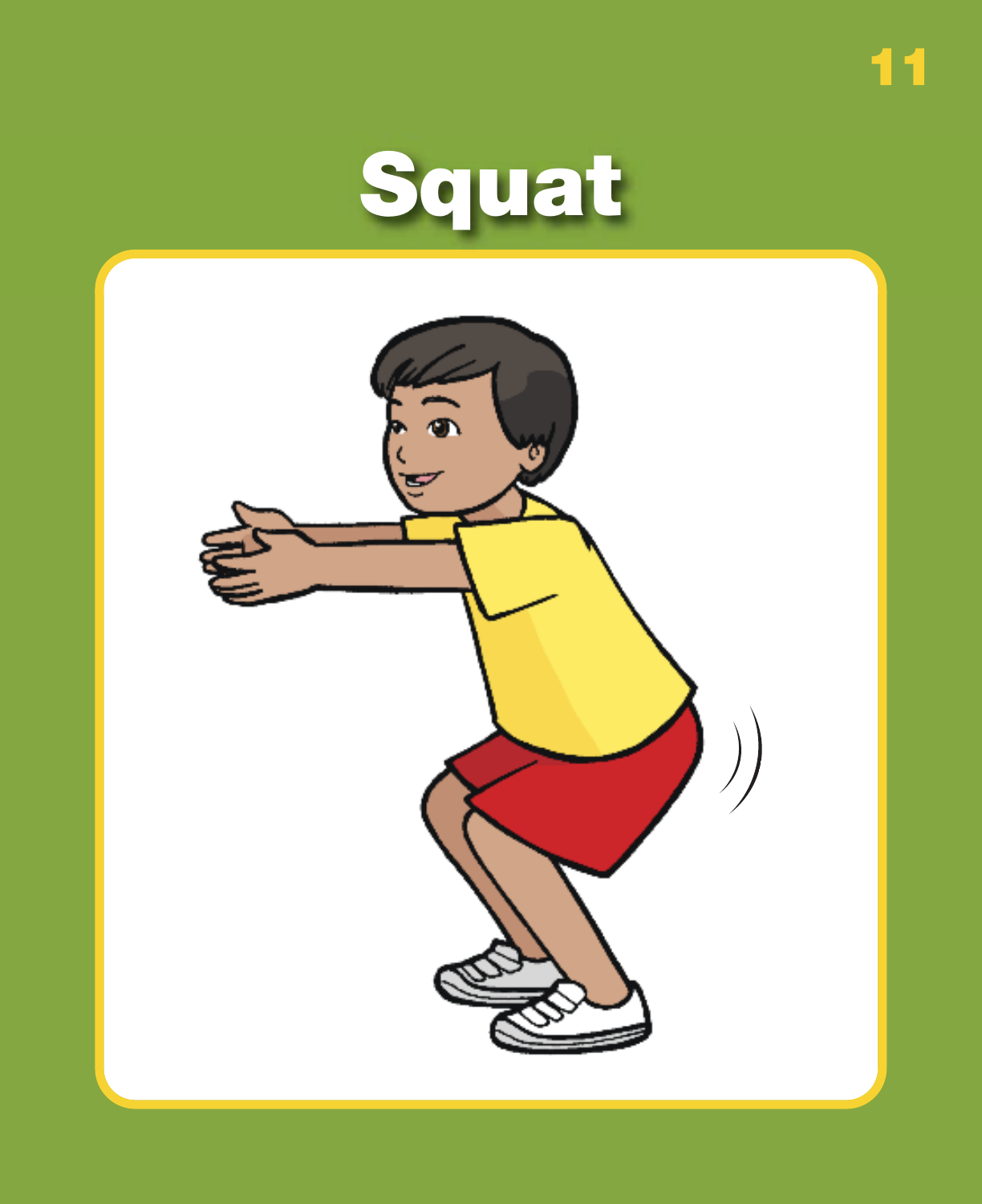# Squat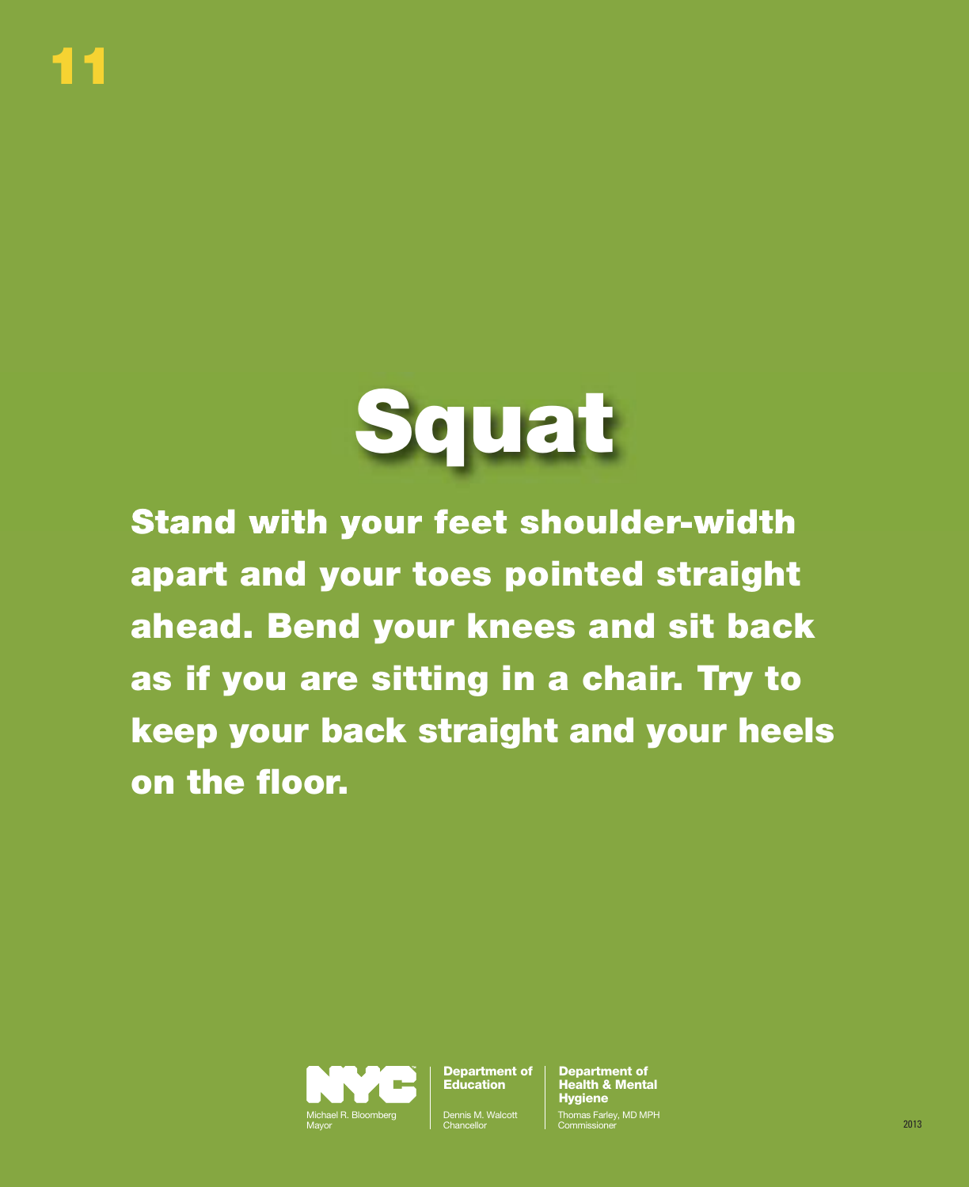# 11

## Squat

**Stand with your feet shoulder-width apart and your toes pointed straight ahead. Bend your knees and sit back as if you are sitting in a chair. Try to keep your back straight and your heels on the floor.**

NYC
Michael R. Bloomberg
Mayor

**Department of Education**
Dennis M. Walcott
Chancellor

**Department of Health & Mental Hygiene**
Thomas Farley, MD MPH
Commissioner

2013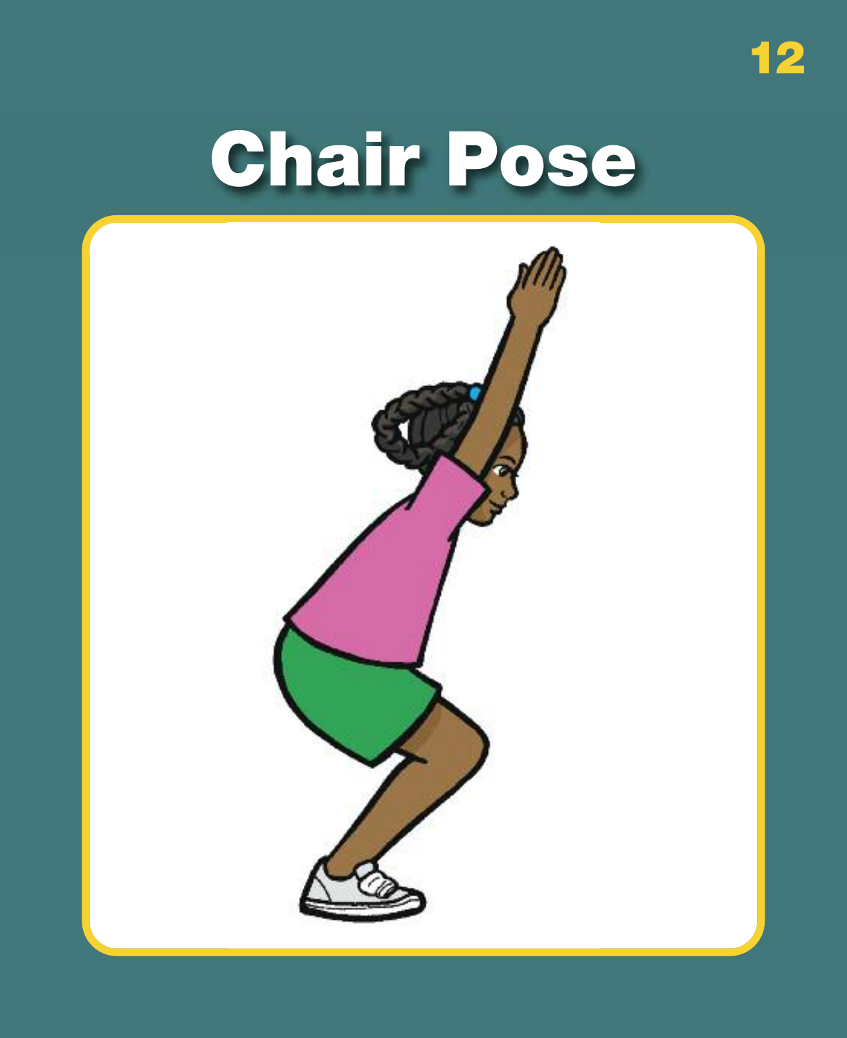# Chair Pose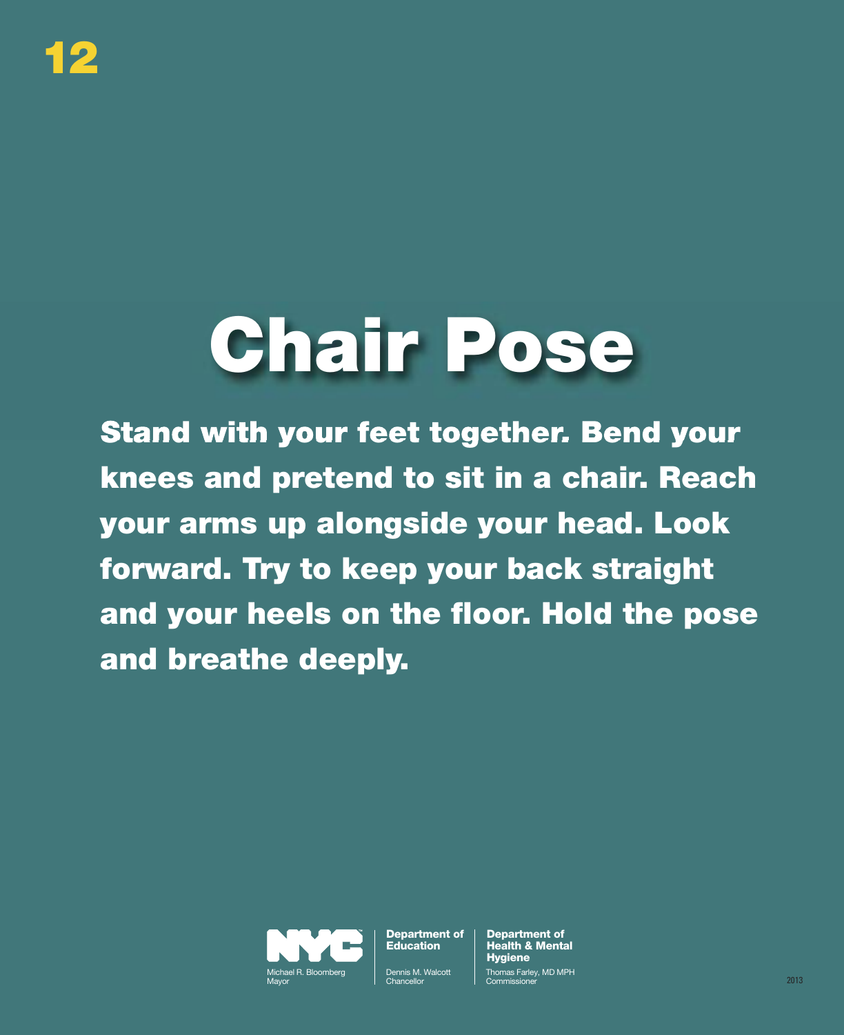12

# Chair Pose

**Stand with your feet together. Bend your knees and pretend to sit in a chair. Reach your arms up alongside your head. Look forward. Try to keep your back straight and your heels on the floor. Hold the pose and breathe deeply.**

NYC
Michael R. Bloomberg
Mayor

**Department of Education**
Dennis M. Walcott
Chancellor

**Department of Health & Mental Hygiene**
Thomas Farley, MD MPH
Commissioner

2013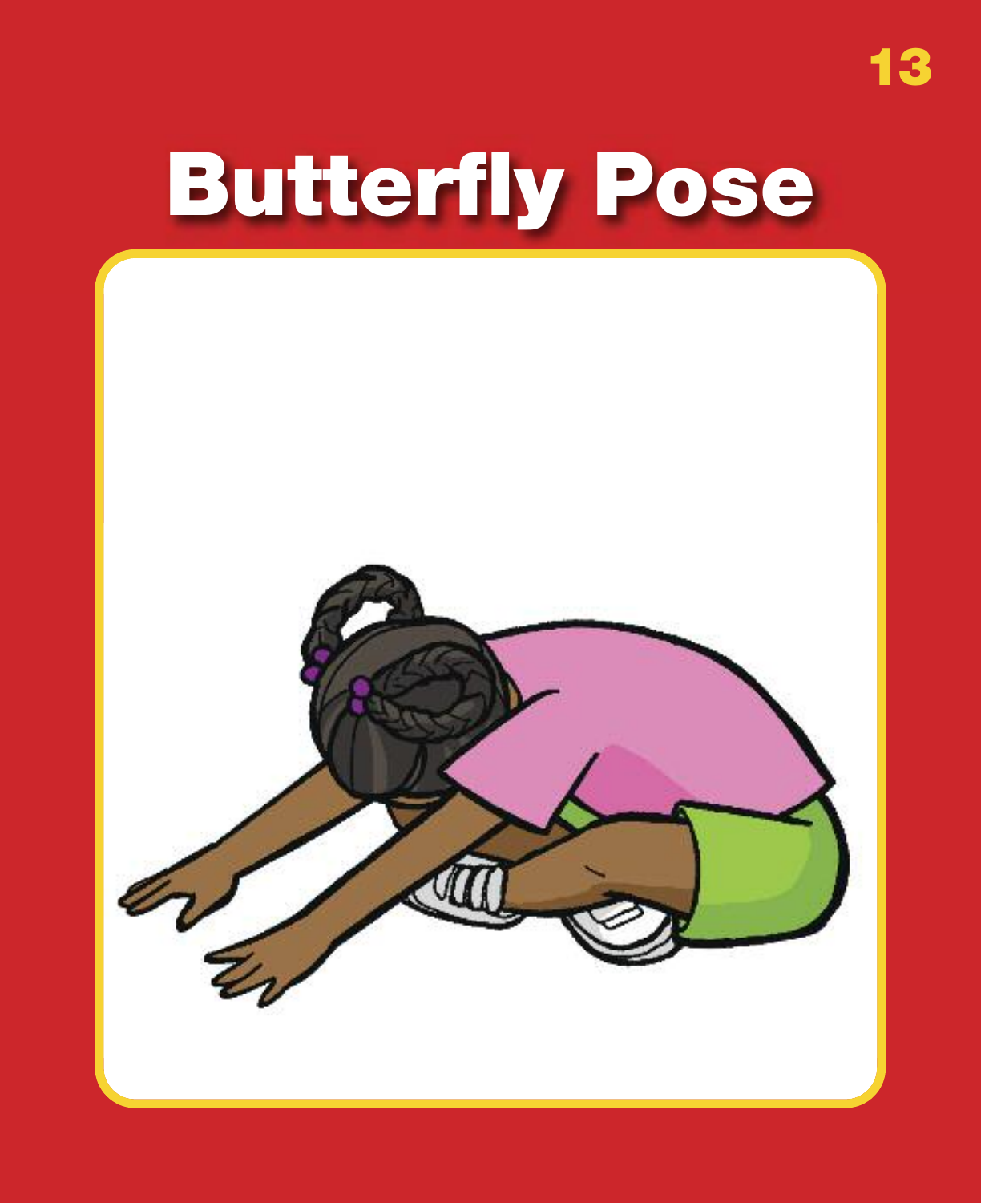# Butterfly Pose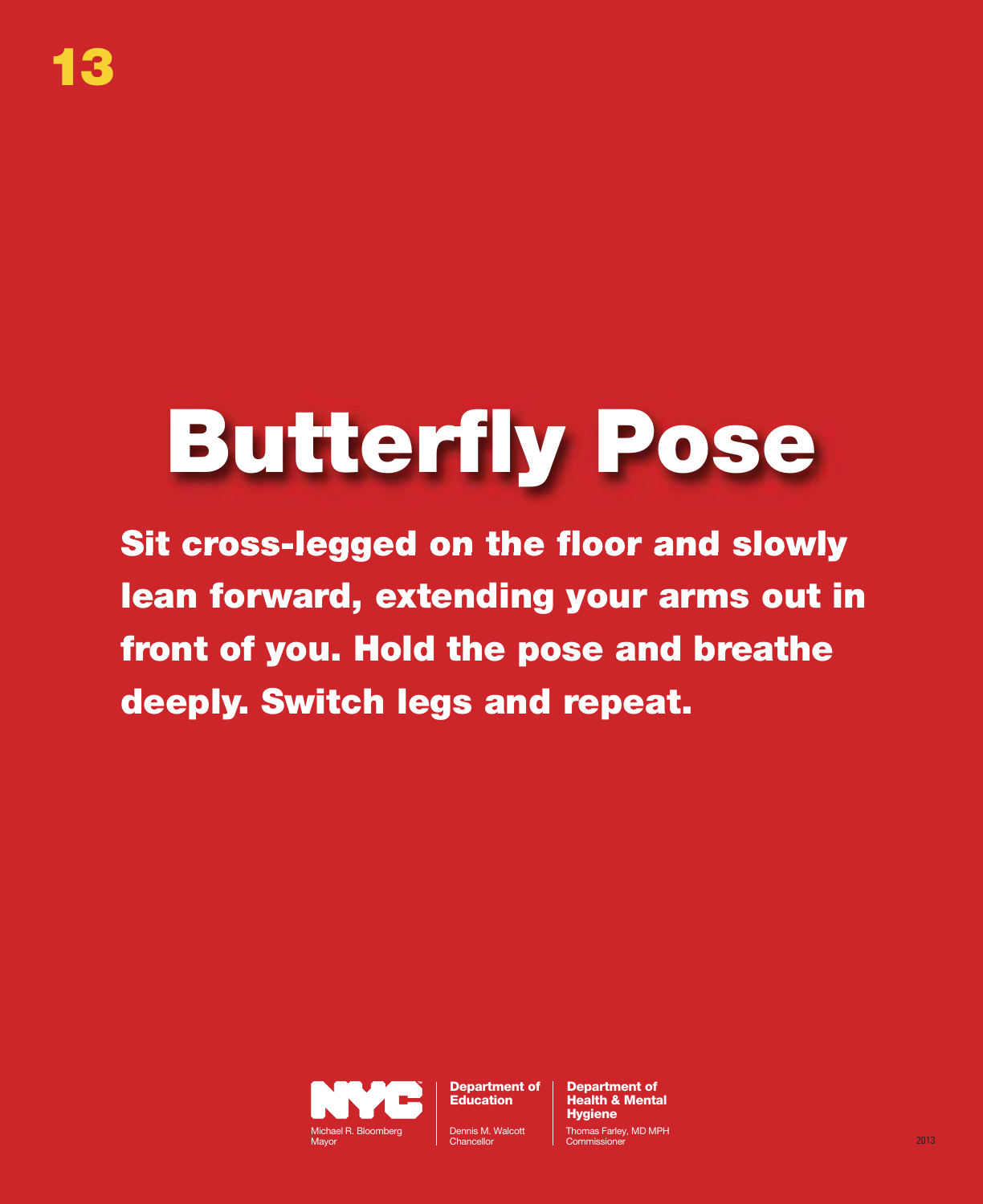13

# Butterfly Pose

**Sit cross-legged on the floor and slowly lean forward, extending your arms out in front of you. Hold the pose and breathe deeply. Switch legs and repeat.**

NYC
Michael R. Bloomberg
Mayor

**Department of Education**
Dennis M. Walcott
Chancellor

**Department of Health & Mental Hygiene**
Thomas Farley, MD MPH
Commissioner

2013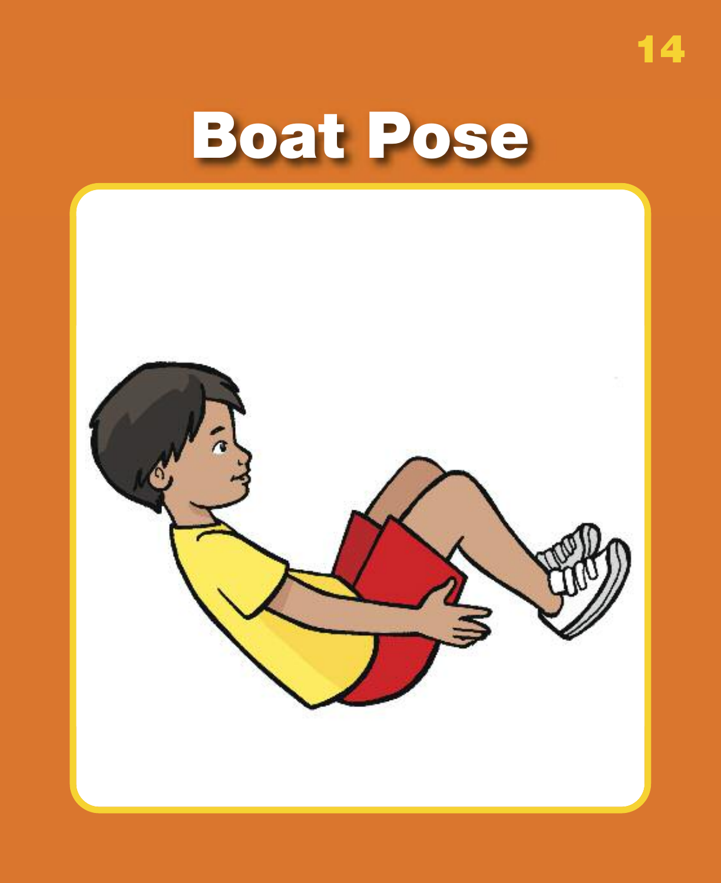# Boat Pose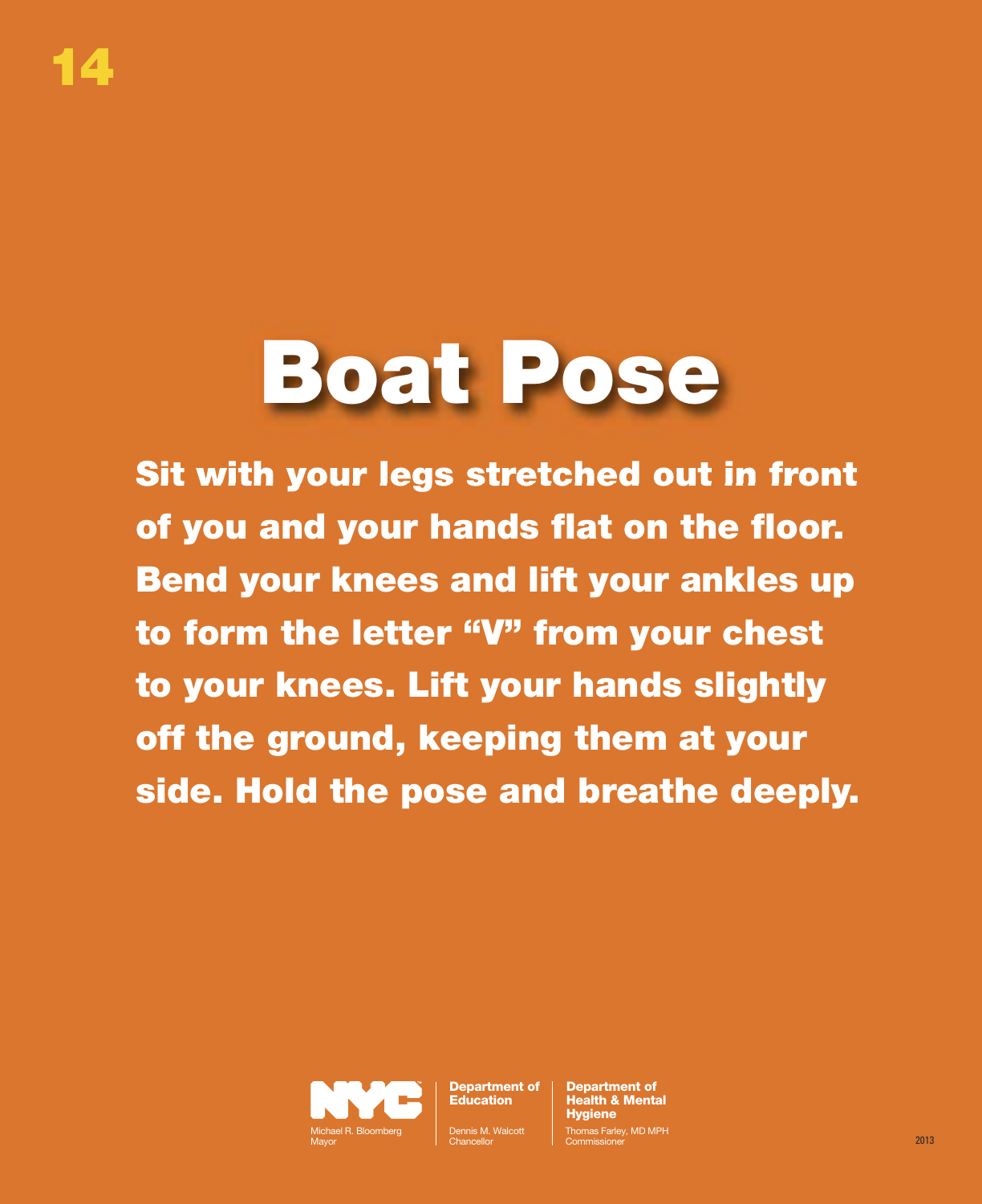14

# Boat Pose

**Sit with your legs stretched out in front of you and your hands flat on the floor. Bend your knees and lift your ankles up to form the letter "V" from your chest to your knees. Lift your hands slightly off the ground, keeping them at your side. Hold the pose and breathe deeply.**

NYC
Michael R. Bloomberg
Mayor

**Department of Education**
Dennis M. Walcott
Chancellor

**Department of Health & Mental Hygiene**
Thomas Farley, MD MPH
Commissioner

2013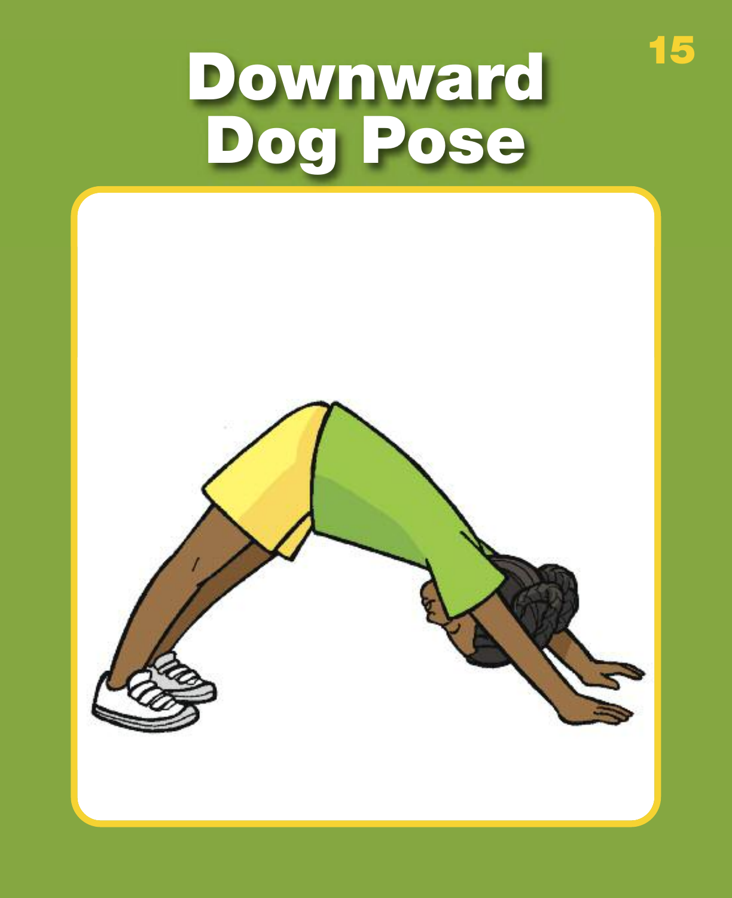# Downward Dog Pose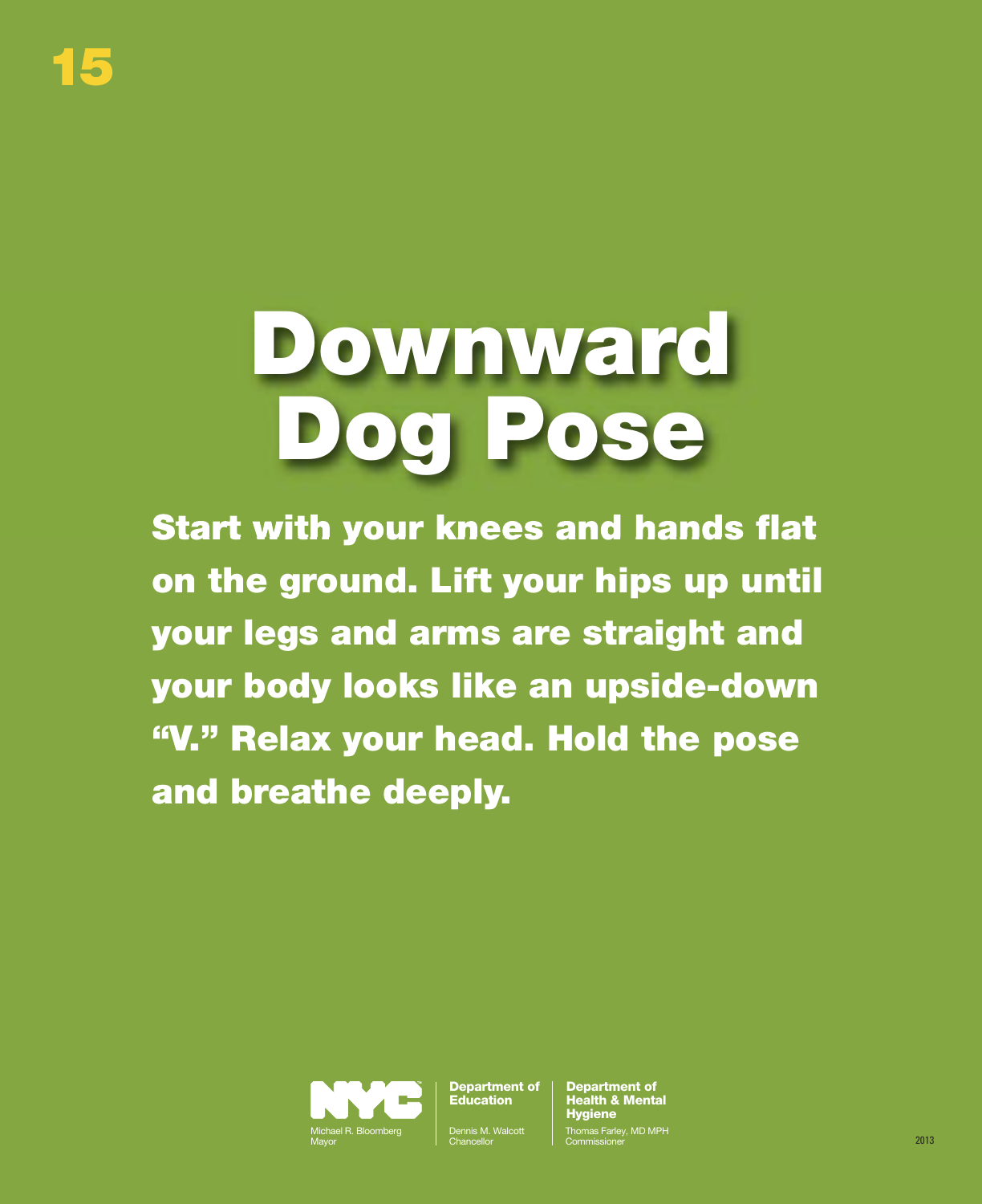15

# Downward Dog Pose

**Start with your knees and hands flat on the ground. Lift your hips up until your legs and arms are straight and your body looks like an upside-down "V." Relax your head. Hold the pose and breathe deeply.**

NYC
Michael R. Bloomberg
Mayor

**Department of Education**
Dennis M. Walcott
Chancellor

**Department of Health & Mental Hygiene**
Thomas Farley, MD MPH
Commissioner

2013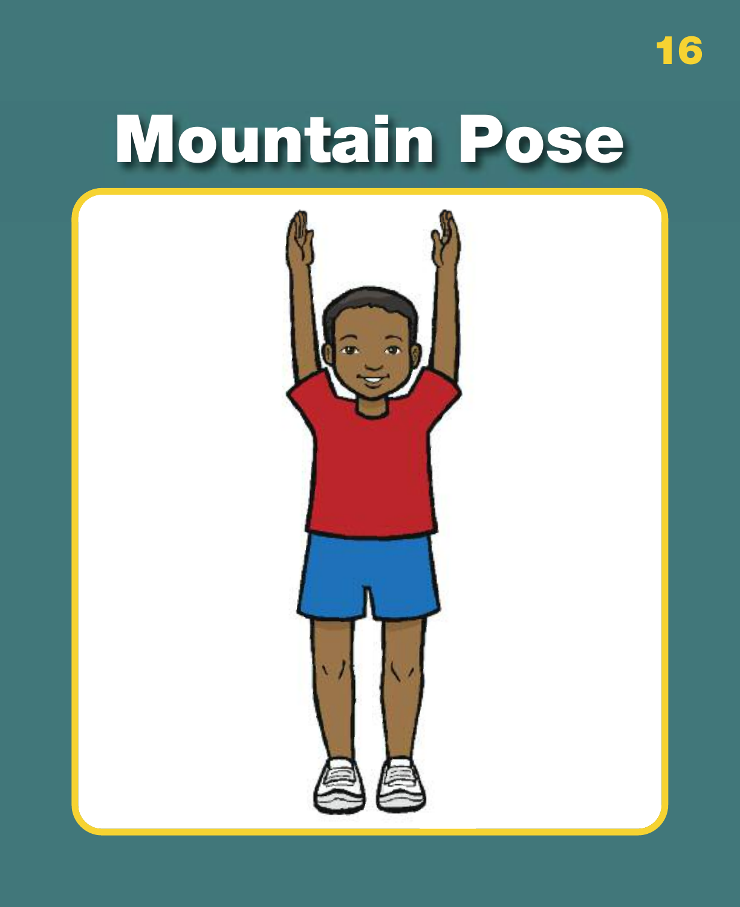# Mountain Pose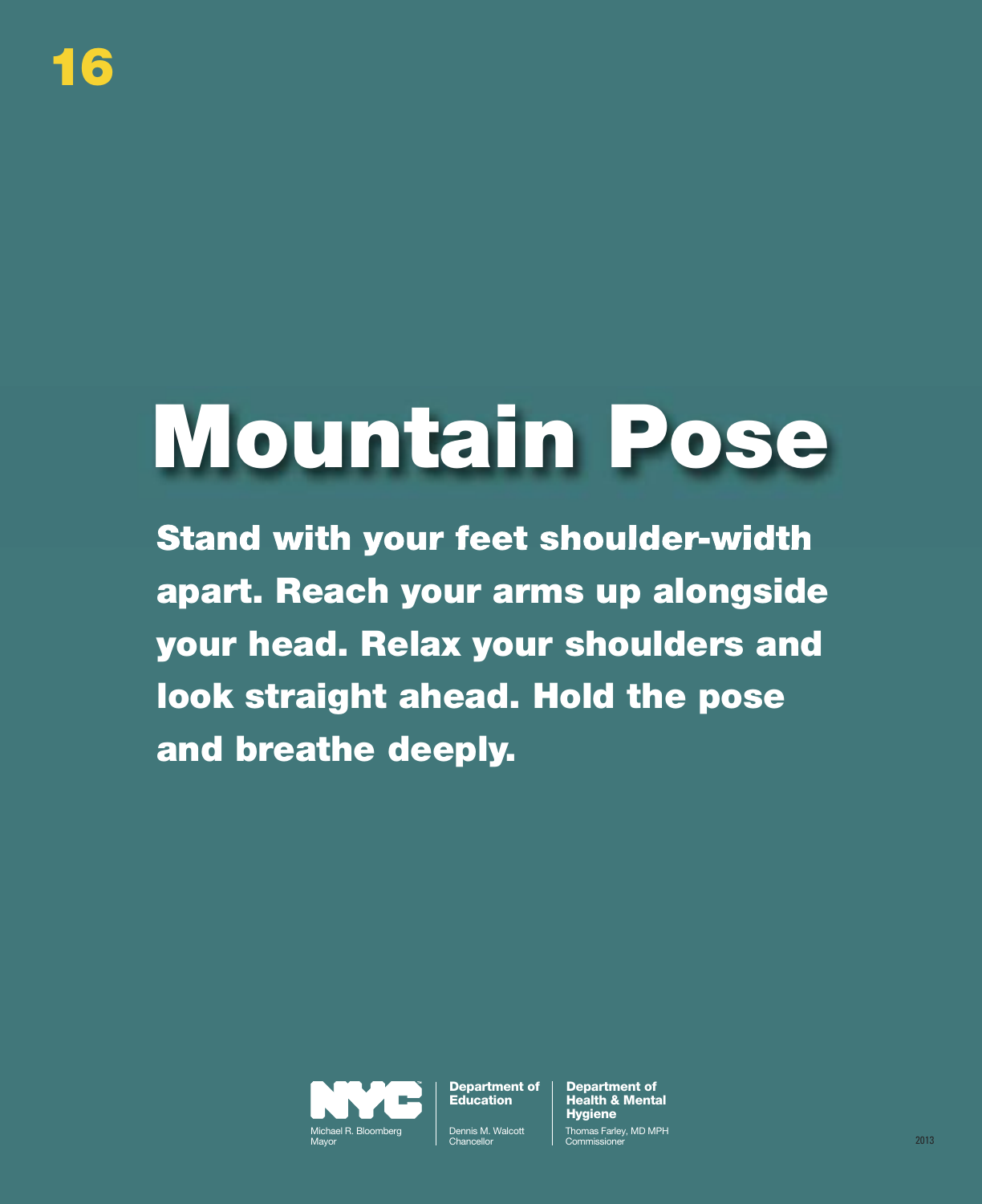16

# Mountain Pose

**Stand with your feet shoulder-width apart. Reach your arms up alongside your head. Relax your shoulders and look straight ahead. Hold the pose and breathe deeply.**

NYC
Michael R. Bloomberg
Mayor

**Department of Education**
Dennis M. Walcott
Chancellor

**Department of Health & Mental Hygiene**
Thomas Farley, MD MPH
Commissioner

2013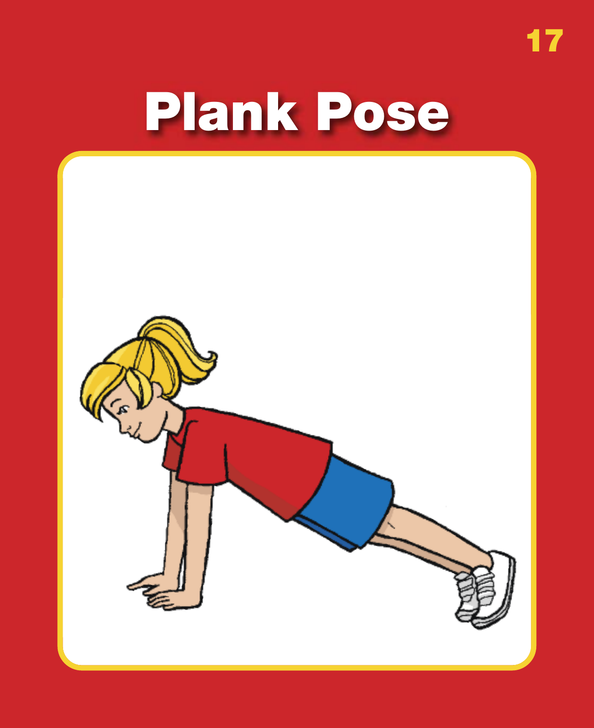# Plank Pose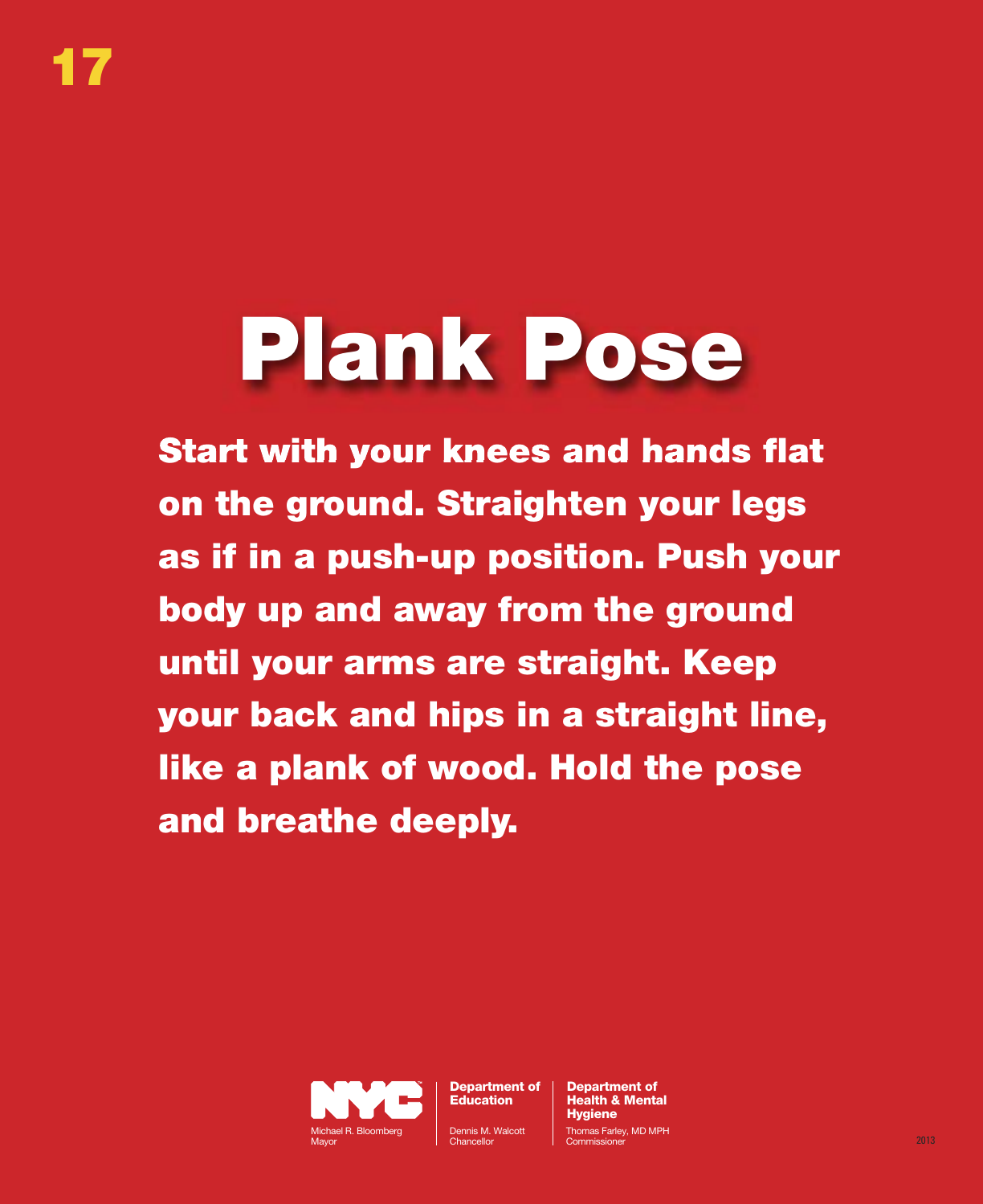17

# Plank Pose

**Start with your knees and hands flat on the ground. Straighten your legs as if in a push-up position. Push your body up and away from the ground until your arms are straight. Keep your back and hips in a straight line, like a plank of wood. Hold the pose and breathe deeply.**

NYC
Michael R. Bloomberg
Mayor

**Department of Education**
Dennis M. Walcott
Chancellor

**Department of Health & Mental Hygiene**
Thomas Farley, MD MPH
Commissioner

2013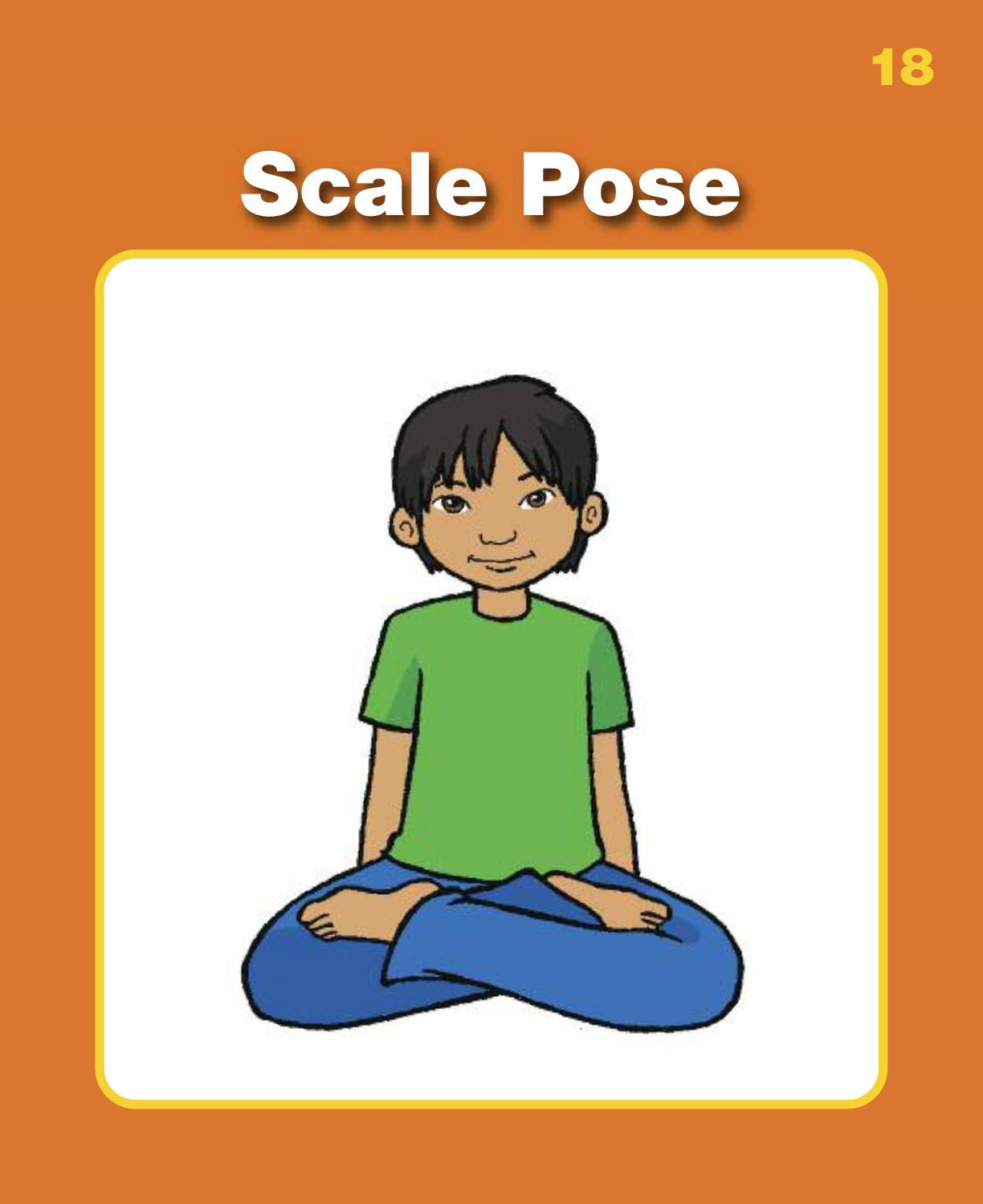# Scale Pose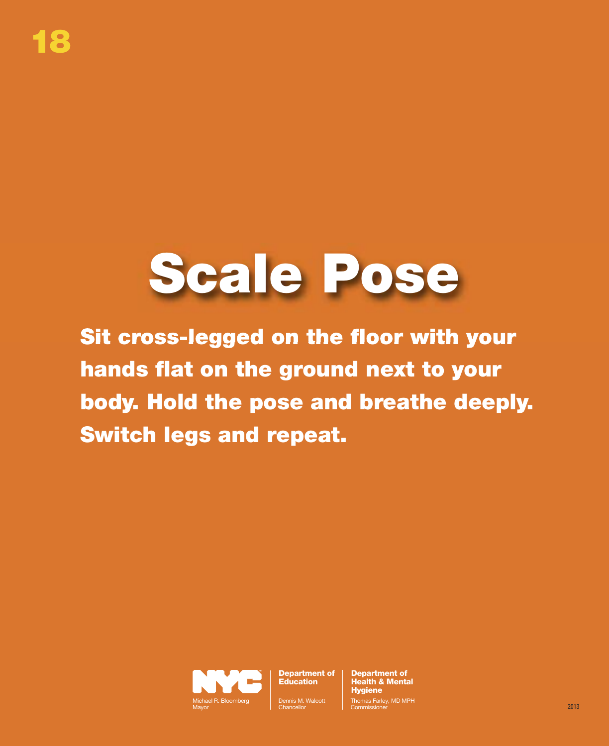18

# Scale Pose

**Sit cross-legged on the floor with your hands flat on the ground next to your body. Hold the pose and breathe deeply. Switch legs and repeat.**

NYC
Michael R. Bloomberg
Mayor

**Department of Education**
Dennis M. Walcott
Chancellor

**Department of Health & Mental Hygiene**
Thomas Farley, MD MPH
Commissioner

2013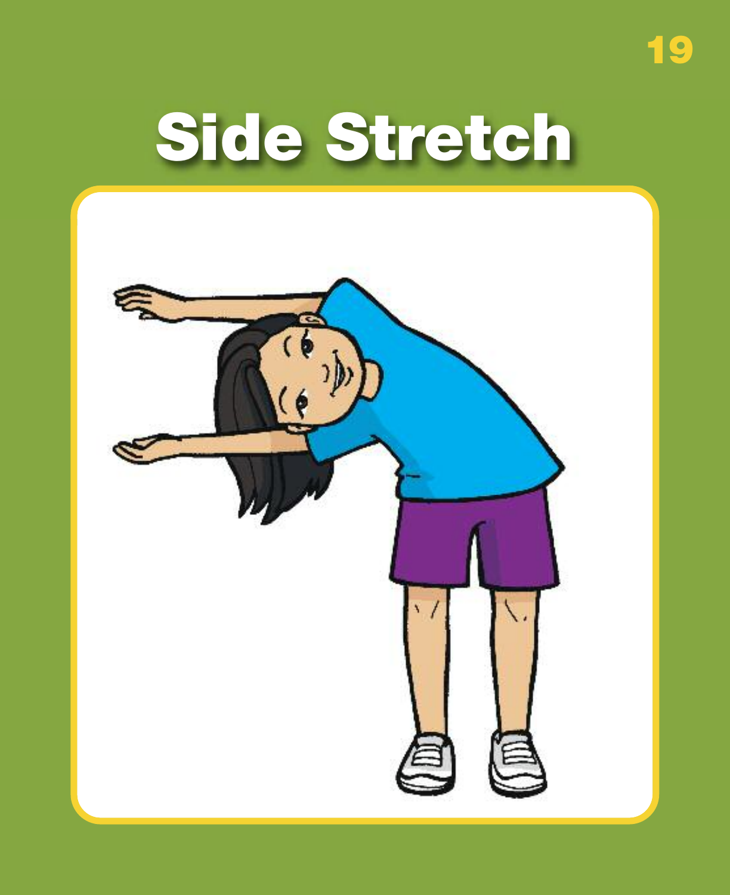# Side Stretch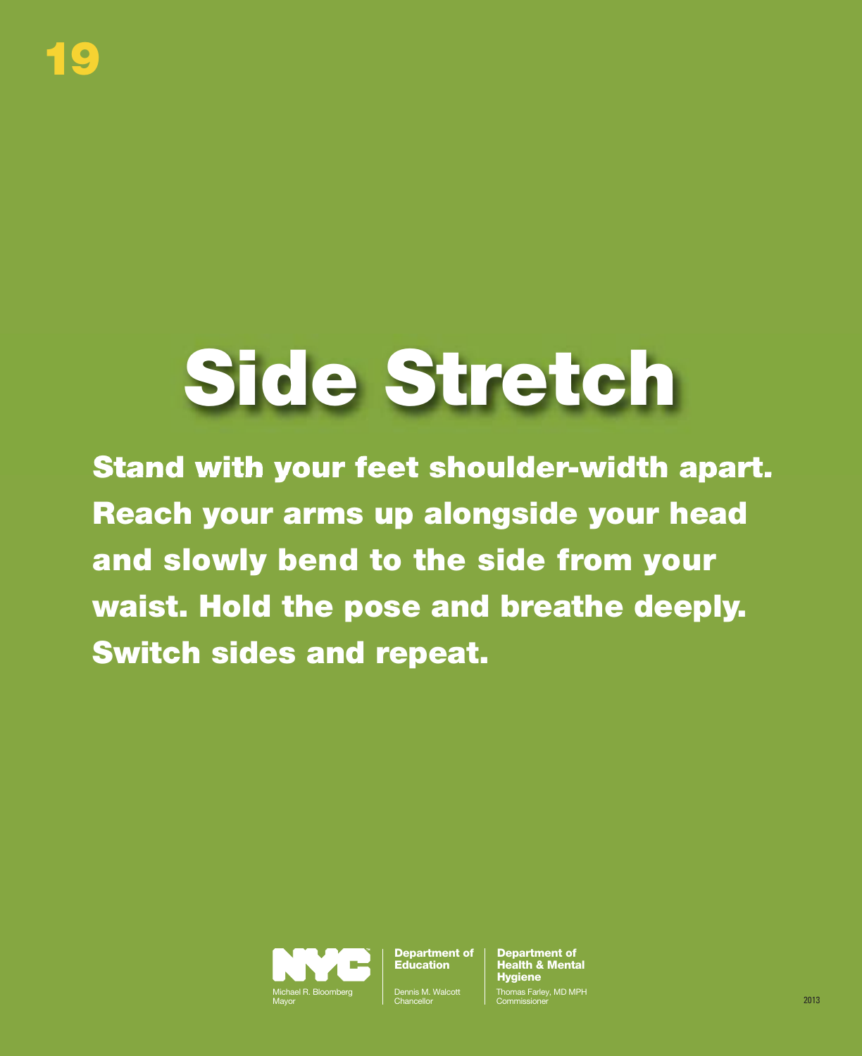19

# Side Stretch

**Stand with your feet shoulder-width apart. Reach your arms up alongside your head and slowly bend to the side from your waist. Hold the pose and breathe deeply. Switch sides and repeat.**

NYC
Michael R. Bloomberg
Mayor

**Department of Education**
Dennis M. Walcott
Chancellor

**Department of Health & Mental Hygiene**
Thomas Farley, MD MPH
Commissioner

2013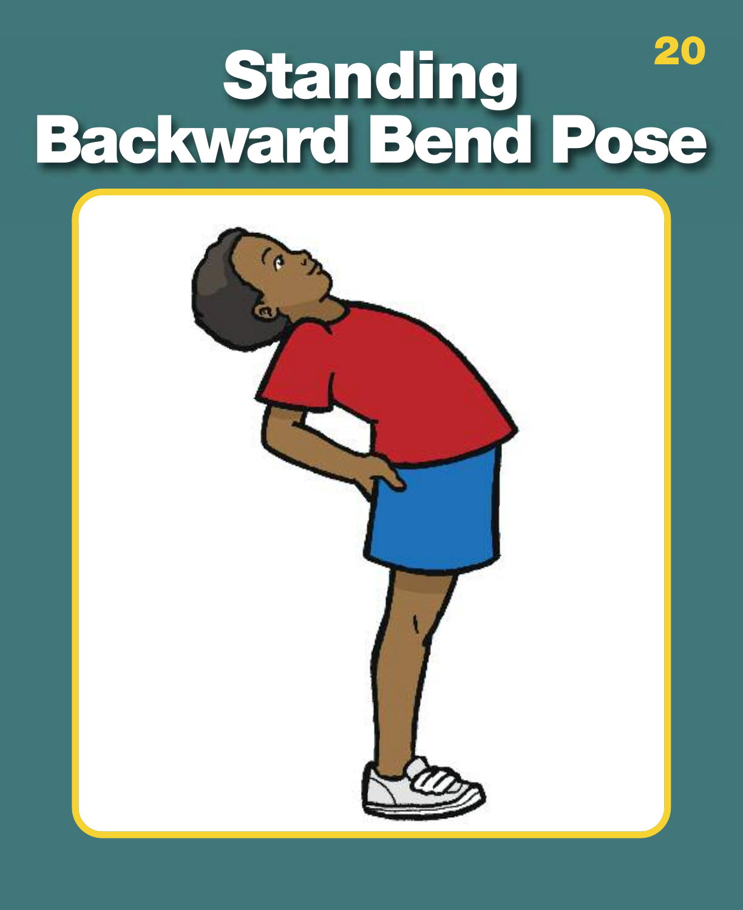# Standing Backward Bend Pose

20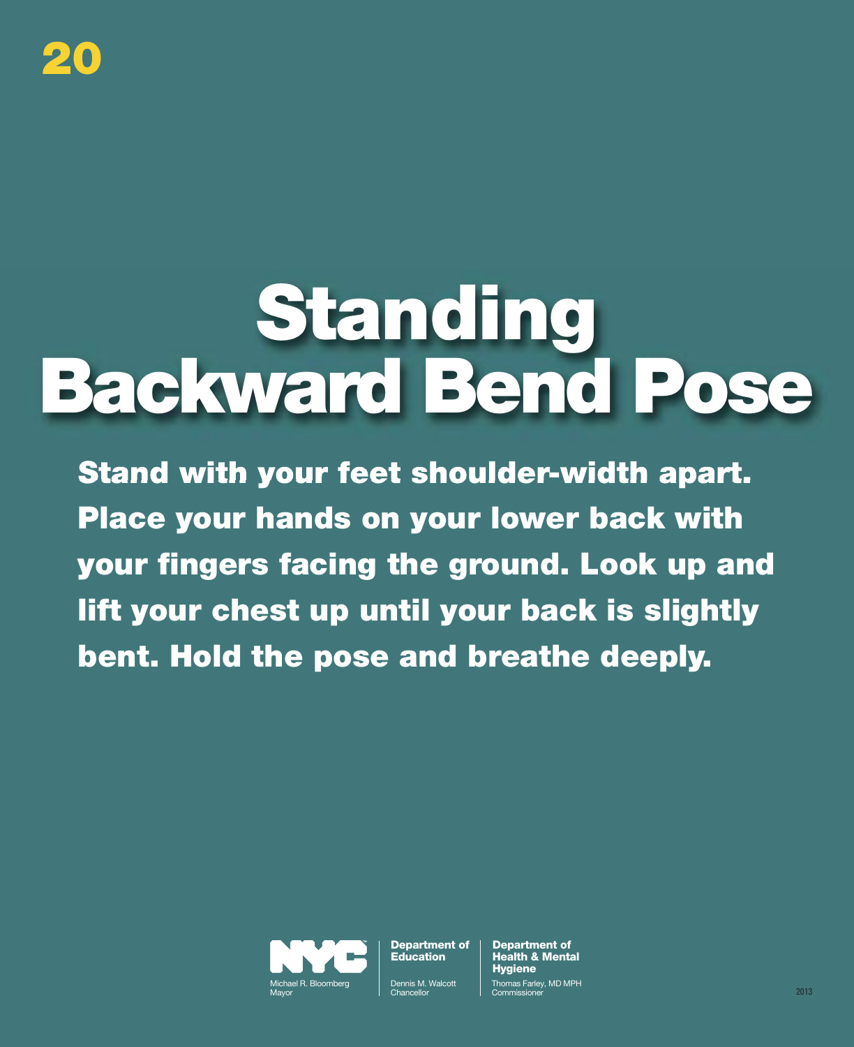20

# Standing Backward Bend Pose

**Stand with your feet shoulder-width apart. Place your hands on your lower back with your fingers facing the ground. Look up and lift your chest up until your back is slightly bent. Hold the pose and breathe deeply.**

NYC
Michael R. Bloomberg
Mayor

**Department of Education**
Dennis M. Walcott
Chancellor

**Department of Health & Mental Hygiene**
Thomas Farley, MD MPH
Commissioner

2013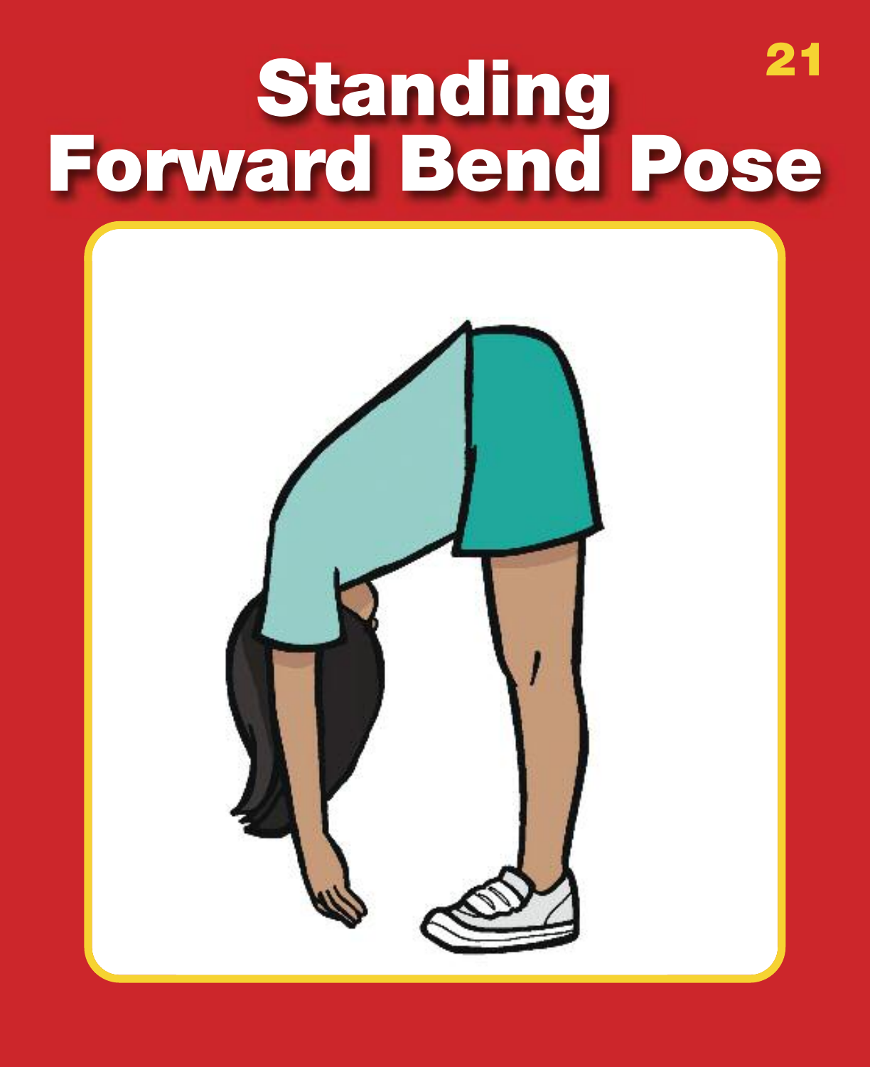# Standing Forward Bend Pose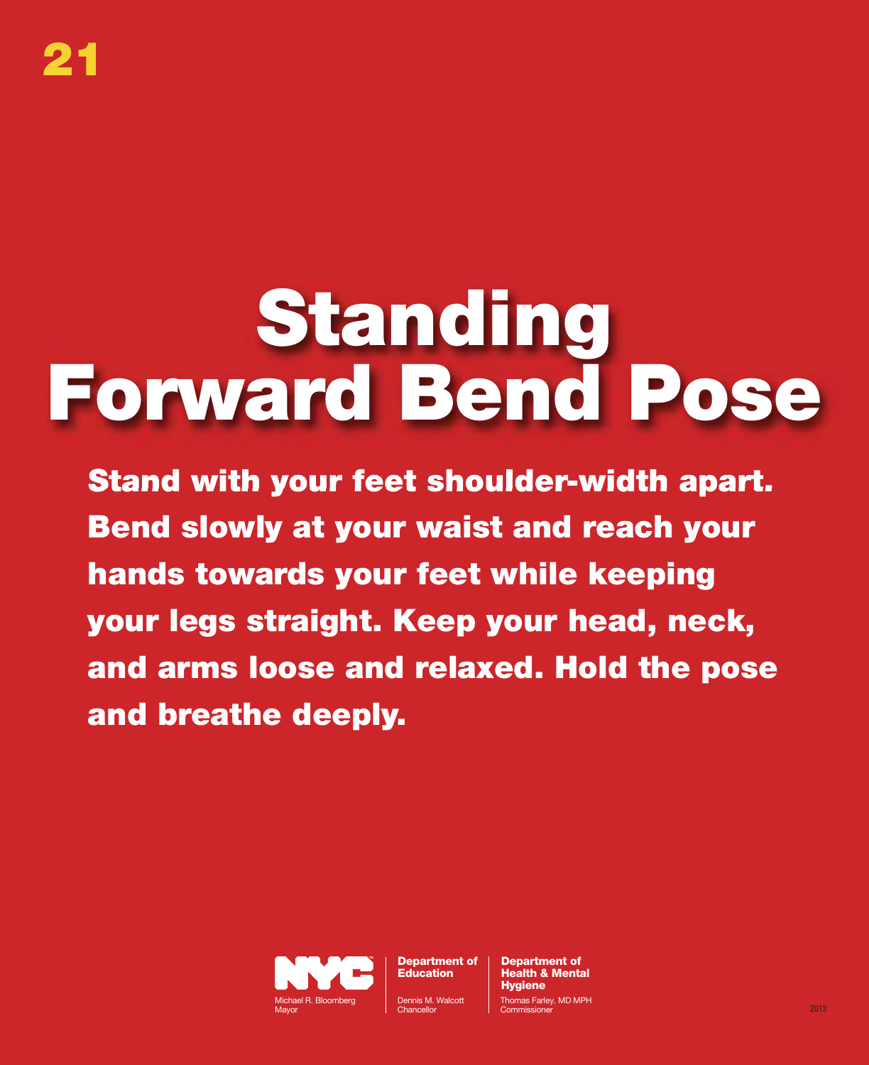21

# Standing Forward Bend Pose

**Stand with your feet shoulder-width apart. Bend slowly at your waist and reach your hands towards your feet while keeping your legs straight. Keep your head, neck, and arms loose and relaxed. Hold the pose and breathe deeply.**

NYC
Michael R. Bloomberg
Mayor

Department of Education
Dennis M. Walcott
Chancellor

Department of Health & Mental Hygiene
Thomas Farley, MD MPH
Commissioner

2013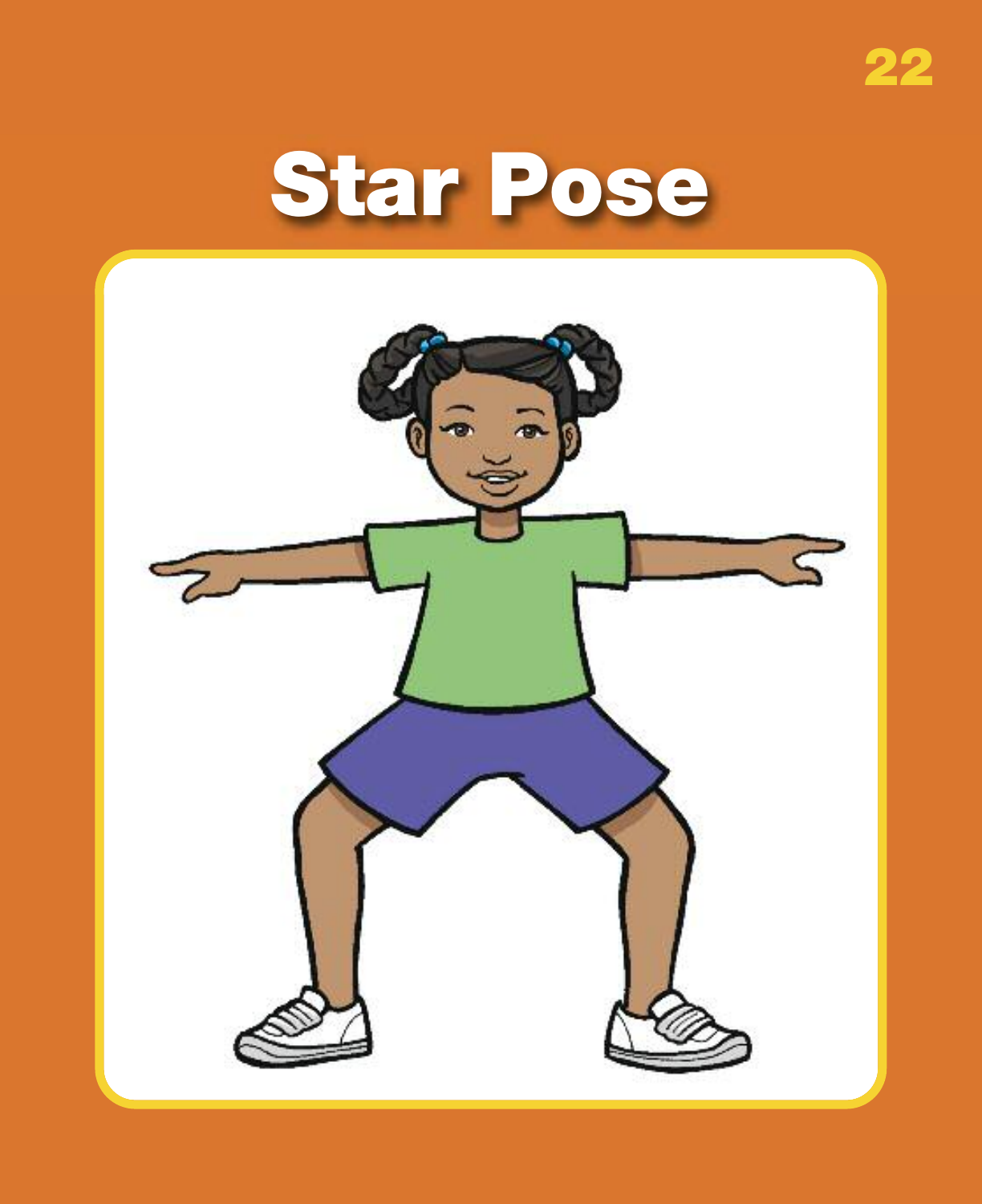# Star Pose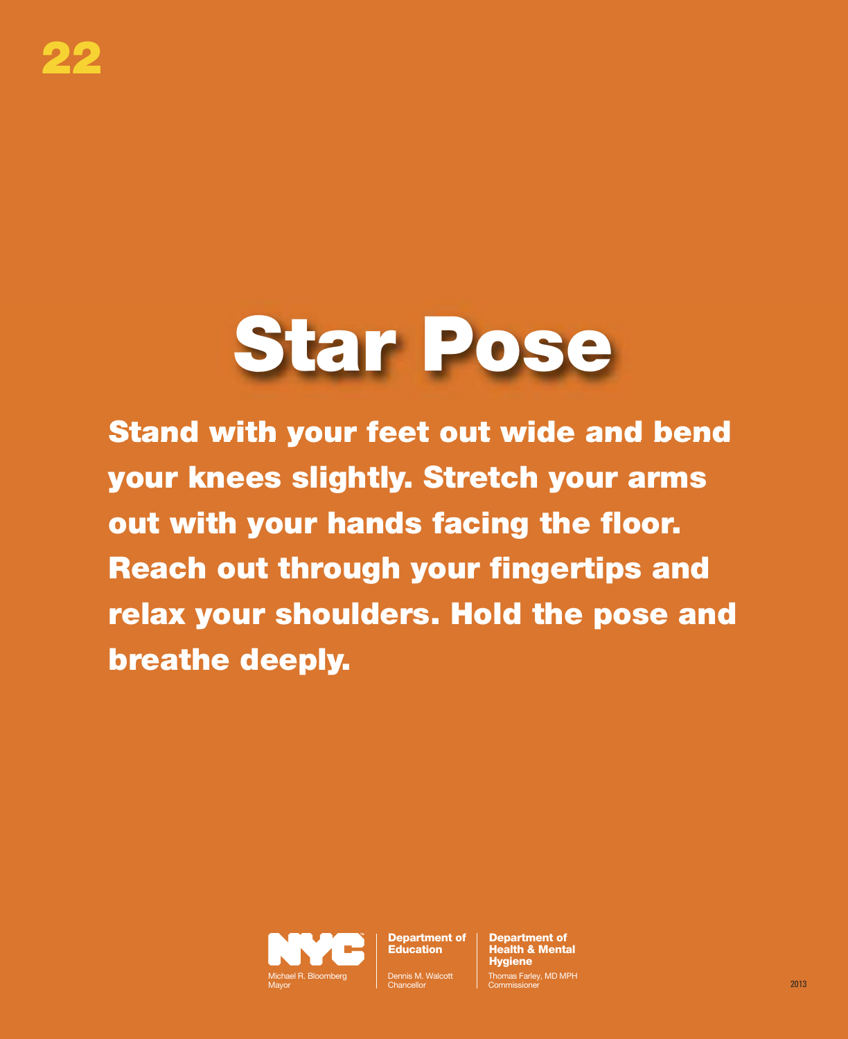# Star Pose

**Stand with your feet out wide and bend your knees slightly. Stretch your arms out with your hands facing the floor. Reach out through your fingertips and relax your shoulders. Hold the pose and breathe deeply.**

NYC
Michael R. Bloomberg
Mayor

**Department of Education**
Dennis M. Walcott
Chancellor

**Department of Health & Mental Hygiene**
Thomas Farley, MD MPH
Commissioner

2013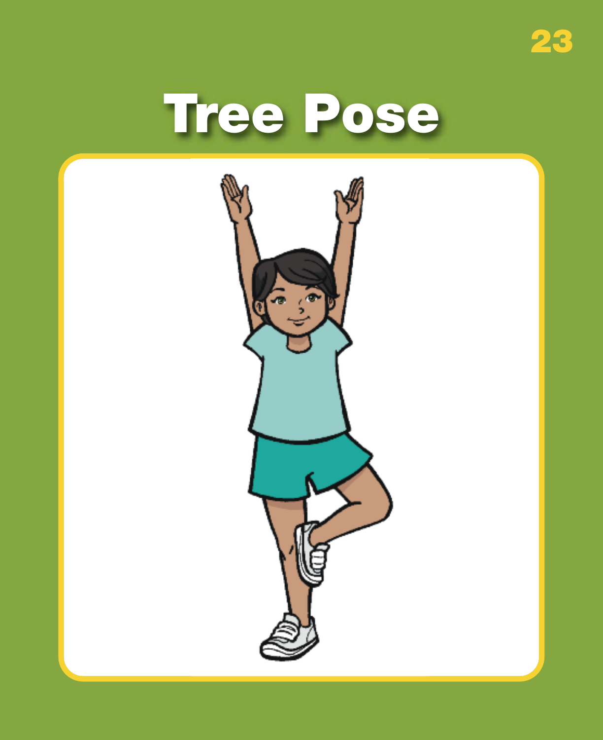# Tree Pose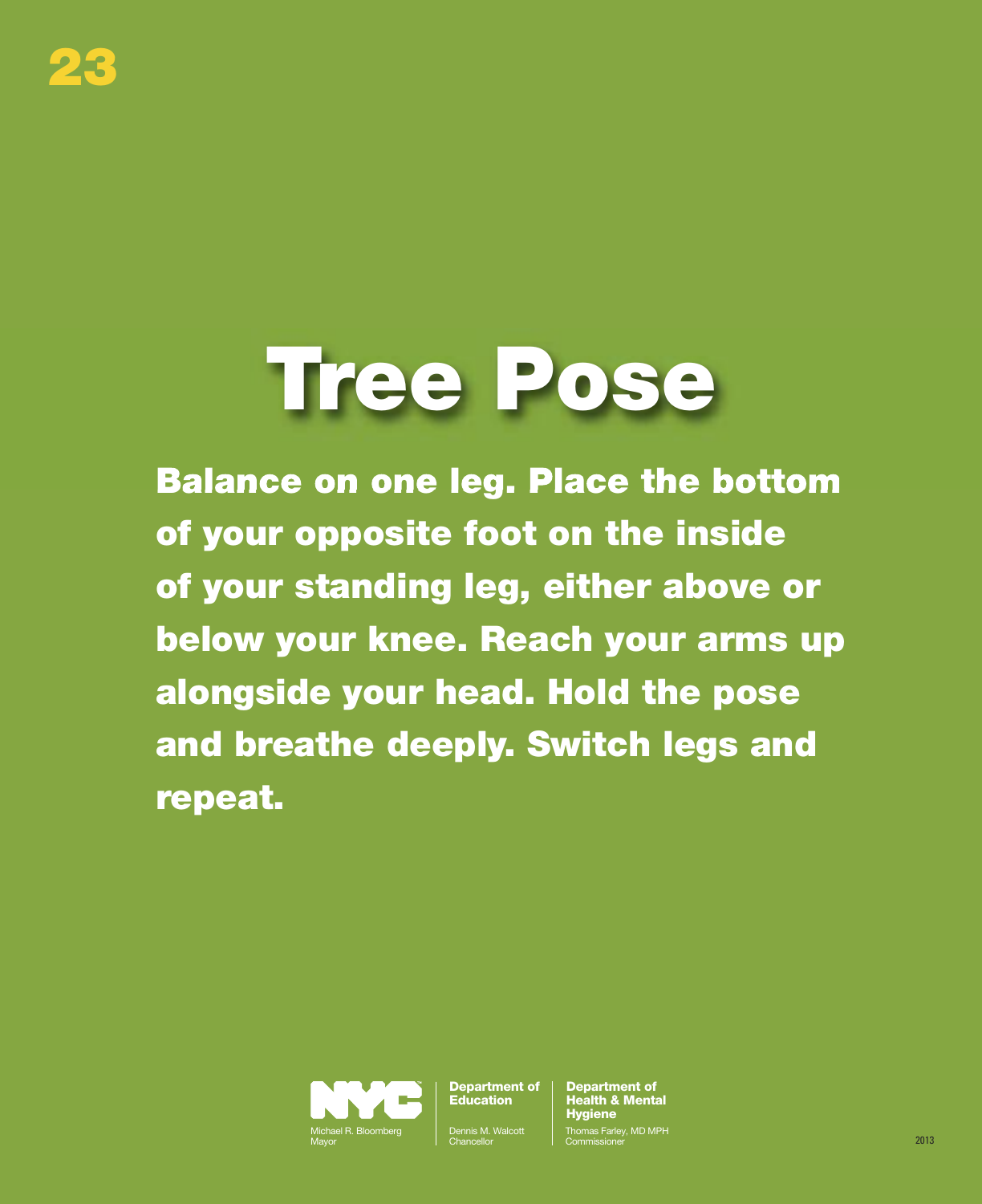23

# Tree Pose

**Balance on one leg. Place the bottom of your opposite foot on the inside of your standing leg, either above or below your knee. Reach your arms up alongside your head. Hold the pose and breathe deeply. Switch legs and repeat.**

NYC
Michael R. Bloomberg
Mayor

**Department of Education**
Dennis M. Walcott
Chancellor

**Department of Health & Mental Hygiene**
Thomas Farley, MD MPH
Commissioner

2013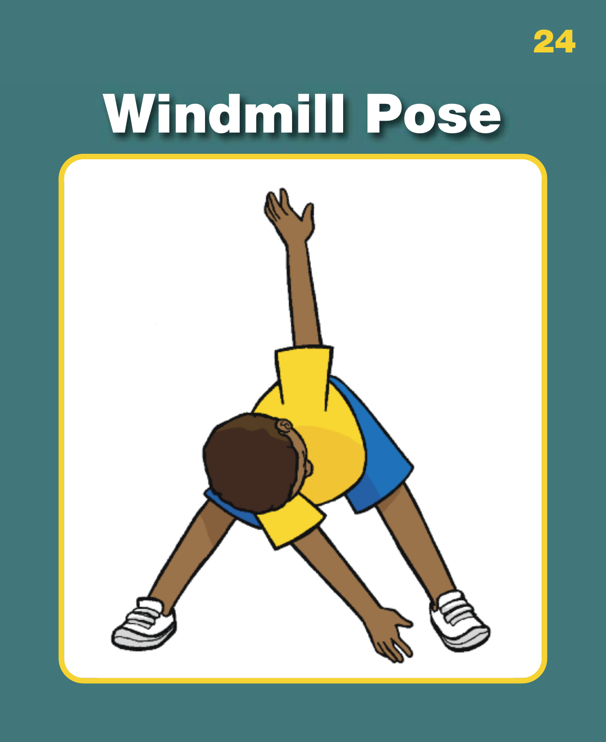# Windmill Pose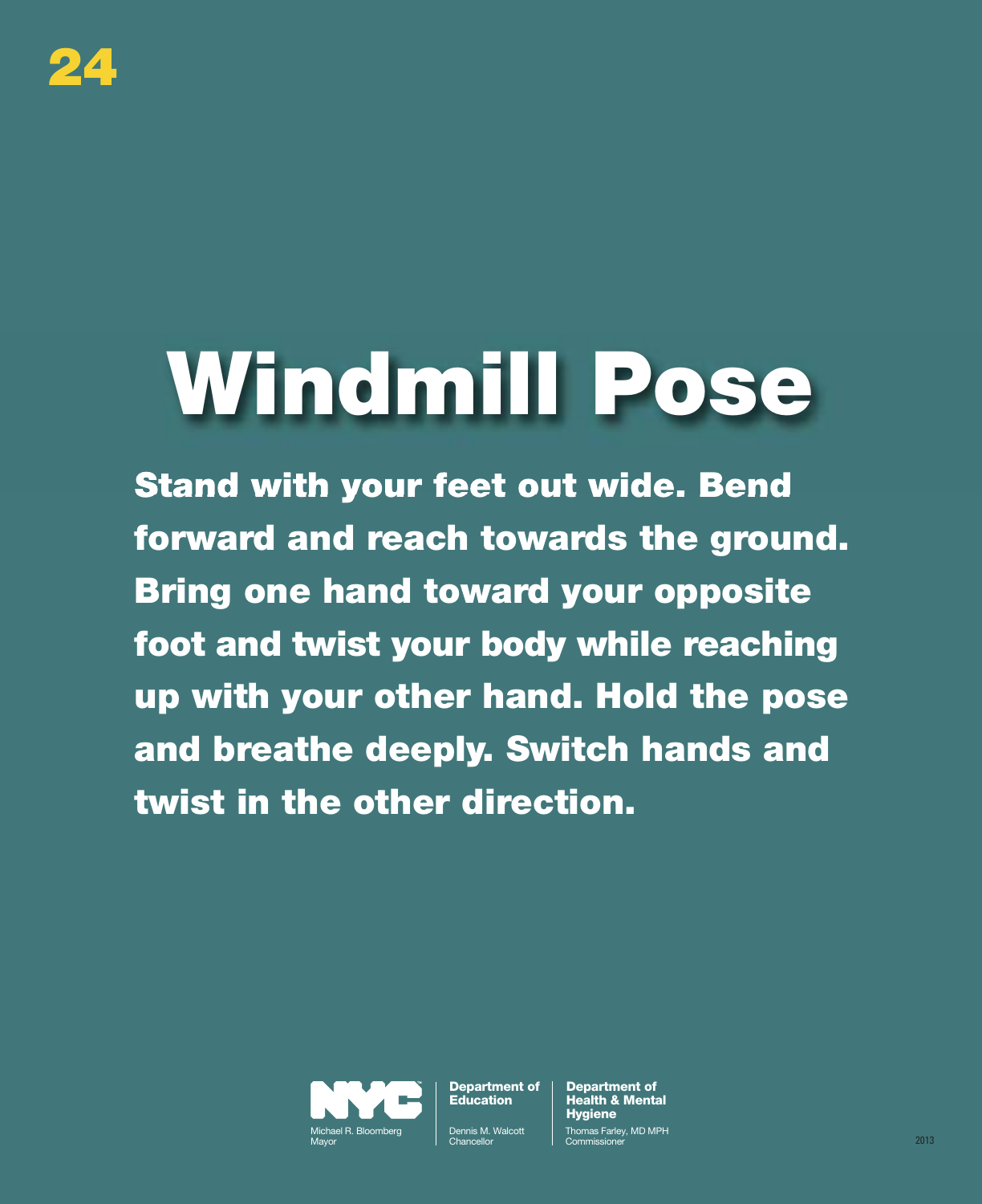24

# Windmill Pose

**Stand with your feet out wide. Bend forward and reach towards the ground. Bring one hand toward your opposite foot and twist your body while reaching up with your other hand. Hold the pose and breathe deeply. Switch hands and twist in the other direction.**

NYC
Michael R. Bloomberg
Mayor

**Department of Education**
Dennis M. Walcott
Chancellor

**Department of Health & Mental Hygiene**
Thomas Farley, MD MPH
Commissioner

2013